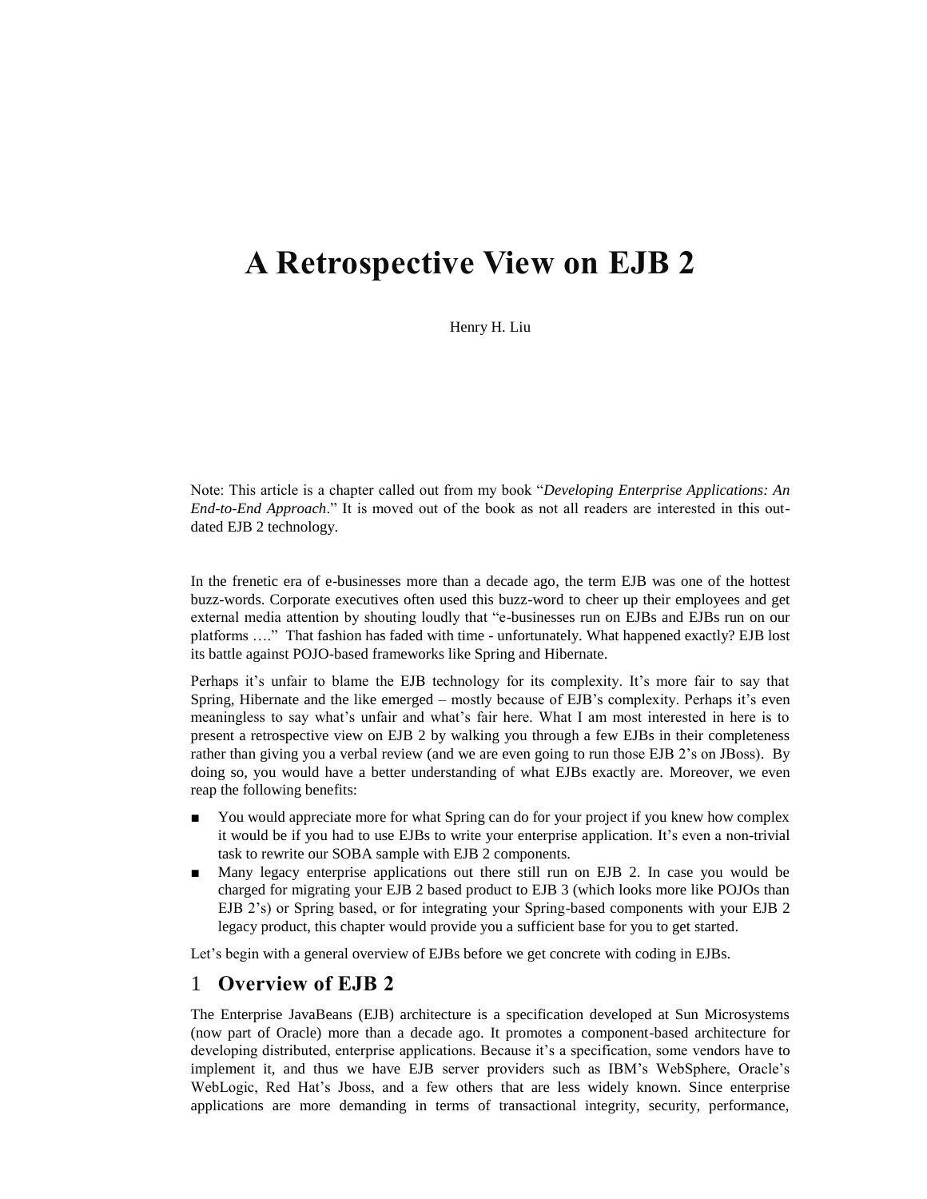# A Retrospective View on EJB 2

Henry H. Liu

Note: This article is a chapter called out from my book "*Developing Enterprise Applications: An End-to-End Approach*." It is moved out of the book as not all readers are interested in this out-dated EJB 2 technology.

In the frenetic era of e-businesses more than a decade ago, the term EJB was one of the hottest buzz-words. Corporate executives often used this buzz-word to cheer up their employees and get external media attention by shouting loudly that "e-businesses run on EJBs and EJBs run on our platforms …." That fashion has faded with time - unfortunately. What happened exactly? EJB lost its battle against POJO-based frameworks like Spring and Hibernate.

Perhaps it's unfair to blame the EJB technology for its complexity. It's more fair to say that Spring, Hibernate and the like emerged – mostly because of EJB's complexity. Perhaps it's even meaningless to say what's unfair and what's fair here. What I am most interested in here is to present a retrospective view on EJB 2 by walking you through a few EJBs in their completeness rather than giving you a verbal review (and we are even going to run those EJB 2's on JBoss). By doing so, you would have a better understanding of what EJBs exactly are. Moreover, we even reap the following benefits:

- You would appreciate more for what Spring can do for your project if you knew how complex it would be if you had to use EJBs to write your enterprise application. It's even a non-trivial task to rewrite our SOBA sample with EJB 2 components.
- Many legacy enterprise applications out there still run on EJB 2. In case you would be charged for migrating your EJB 2 based product to EJB 3 (which looks more like POJOs than EJB 2's) or Spring based, or for integrating your Spring-based components with your EJB 2 legacy product, this chapter would provide you a sufficient base for you to get started.

Let's begin with a general overview of EJBs before we get concrete with coding in EJBs.

## 1 Overview of EJB 2

The Enterprise JavaBeans (EJB) architecture is a specification developed at Sun Microsystems (now part of Oracle) more than a decade ago. It promotes a component-based architecture for developing distributed, enterprise applications. Because it's a specification, some vendors have to implement it, and thus we have EJB server providers such as IBM's WebSphere, Oracle's WebLogic, Red Hat's Jboss, and a few others that are less widely known. Since enterprise applications are more demanding in terms of transactional integrity, security, performance,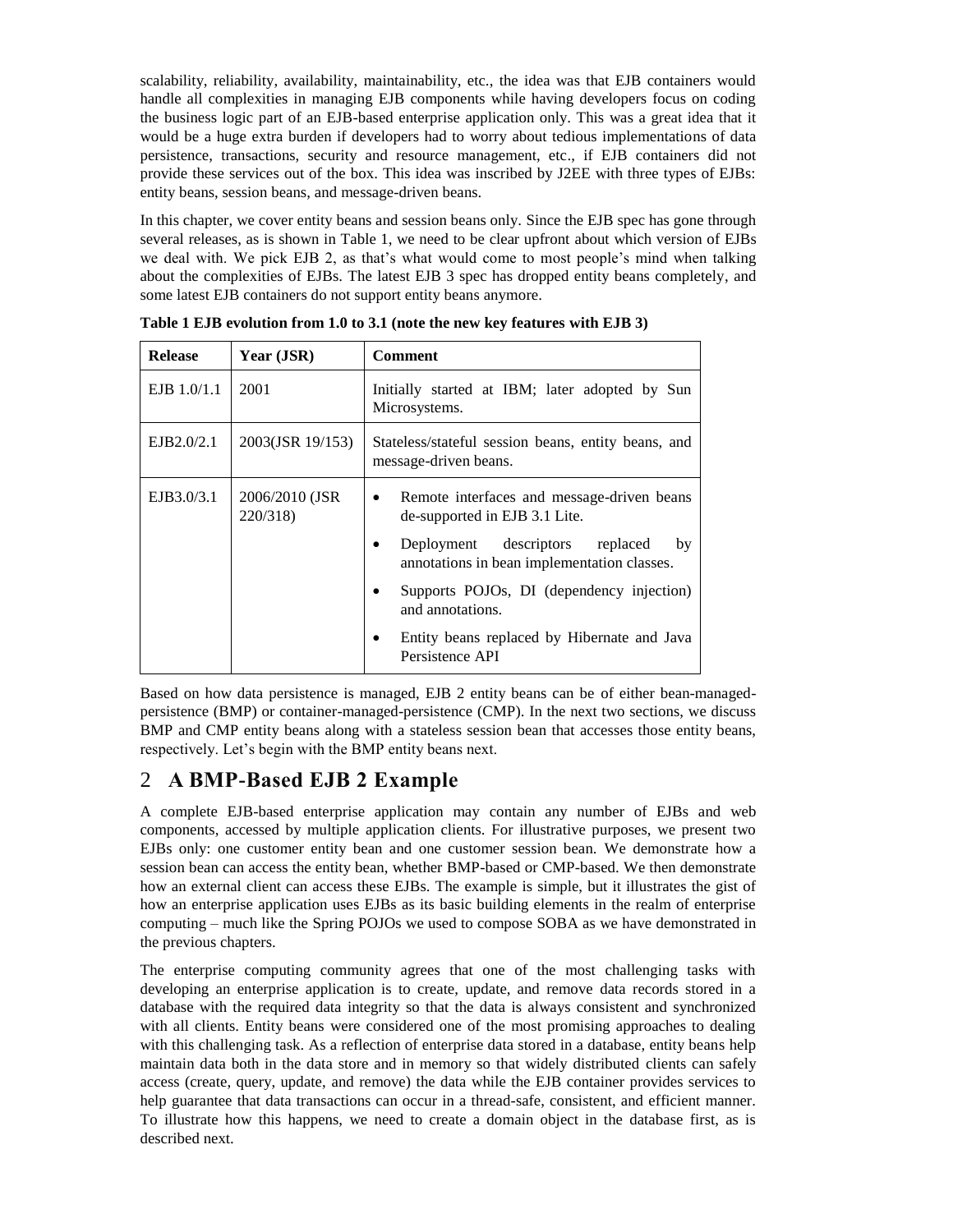scalability, reliability, availability, maintainability, etc., the idea was that EJB containers would handle all complexities in managing EJB components while having developers focus on coding the business logic part of an EJB-based enterprise application only. This was a great idea that it would be a huge extra burden if developers had to worry about tedious implementations of data persistence, transactions, security and resource management, etc., if EJB containers did not provide these services out of the box. This idea was inscribed by J2EE with three types of EJBs: entity beans, session beans, and message-driven beans.

In this chapter, we cover entity beans and session beans only. Since the EJB spec has gone through several releases, as is shown in Table 1, we need to be clear upfront about which version of EJBs we deal with. We pick EJB 2, as that's what would come to most people's mind when talking about the complexities of EJBs. The latest EJB 3 spec has dropped entity beans completely, and some latest EJB containers do not support entity beans anymore.

**Table 1 EJB evolution from 1.0 to 3.1 (note the new key features with EJB 3)**

| Release | Year (JSR) | Comment |
|---|---|---|
| EJB 1.0/1.1 | 2001 | Initially started at IBM; later adopted by Sun Microsystems. |
| EJB2.0/2.1 | 2003(JSR 19/153) | Stateless/stateful session beans, entity beans, and message-driven beans. |
| EJB3.0/3.1 | 2006/2010 (JSR 220/318) | • Remote interfaces and message-driven beans de-supported in EJB 3.1 Lite.<br>• Deployment descriptors replaced by annotations in bean implementation classes.<br>• Supports POJOs, DI (dependency injection) and annotations.<br>• Entity beans replaced by Hibernate and Java Persistence API |

Based on how data persistence is managed, EJB 2 entity beans can be of either bean-managed-persistence (BMP) or container-managed-persistence (CMP). In the next two sections, we discuss BMP and CMP entity beans along with a stateless session bean that accesses those entity beans, respectively. Let's begin with the BMP entity beans next.

## 2 A BMP-Based EJB 2 Example

A complete EJB-based enterprise application may contain any number of EJBs and web components, accessed by multiple application clients. For illustrative purposes, we present two EJBs only: one customer entity bean and one customer session bean. We demonstrate how a session bean can access the entity bean, whether BMP-based or CMP-based. We then demonstrate how an external client can access these EJBs. The example is simple, but it illustrates the gist of how an enterprise application uses EJBs as its basic building elements in the realm of enterprise computing – much like the Spring POJOs we used to compose SOBA as we have demonstrated in the previous chapters.

The enterprise computing community agrees that one of the most challenging tasks with developing an enterprise application is to create, update, and remove data records stored in a database with the required data integrity so that the data is always consistent and synchronized with all clients. Entity beans were considered one of the most promising approaches to dealing with this challenging task. As a reflection of enterprise data stored in a database, entity beans help maintain data both in the data store and in memory so that widely distributed clients can safely access (create, query, update, and remove) the data while the EJB container provides services to help guarantee that data transactions can occur in a thread-safe, consistent, and efficient manner. To illustrate how this happens, we need to create a domain object in the database first, as is described next.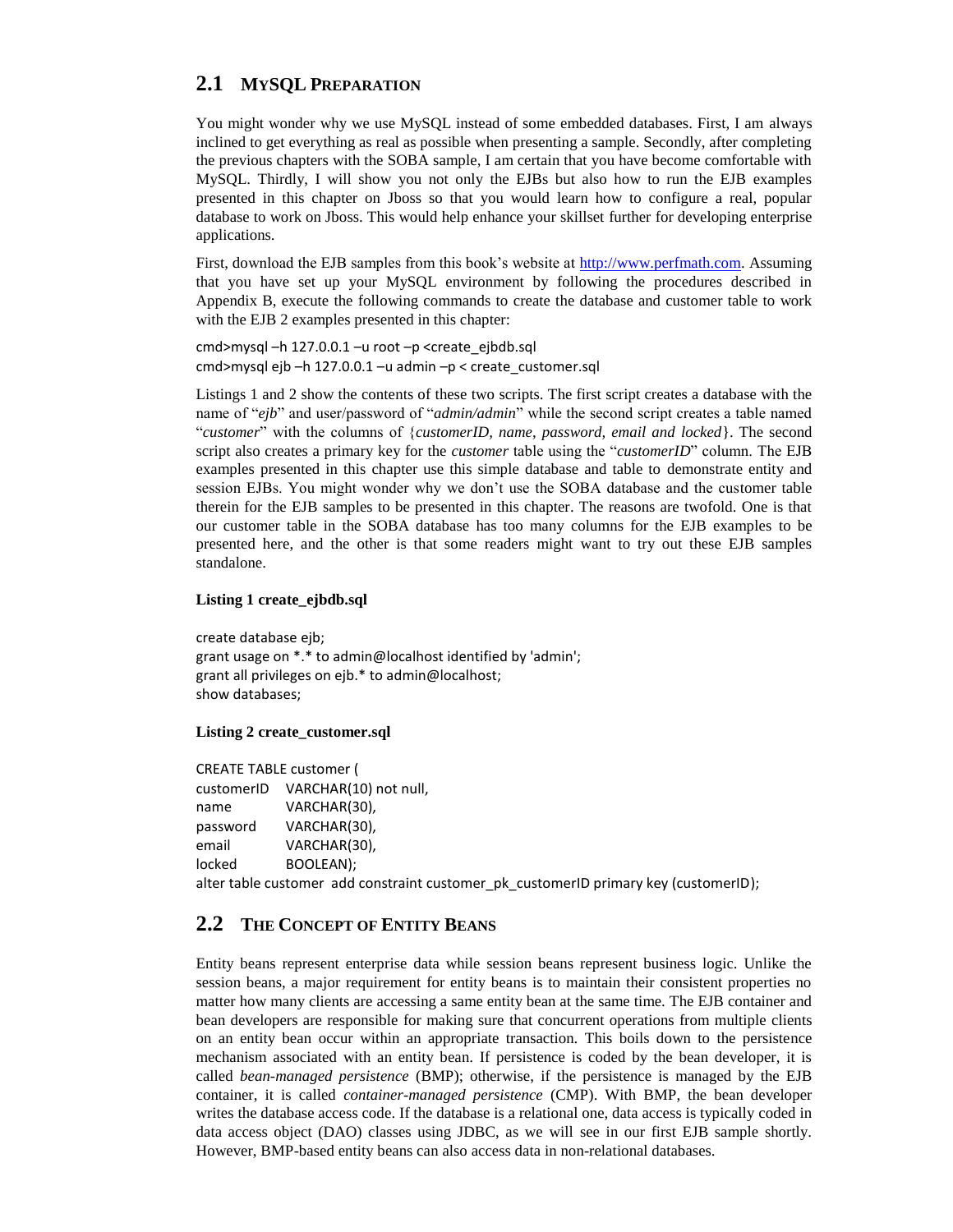## 2.1 MySQL Preparation

You might wonder why we use MySQL instead of some embedded databases. First, I am always inclined to get everything as real as possible when presenting a sample. Secondly, after completing the previous chapters with the SOBA sample, I am certain that you have become comfortable with MySQL. Thirdly, I will show you not only the EJBs but also how to run the EJB examples presented in this chapter on Jboss so that you would learn how to configure a real, popular database to work on Jboss. This would help enhance your skillset further for developing enterprise applications.

First, download the EJB samples from this book's website at [http://www.perfmath.com](http://www.perfmath.com). Assuming that you have set up your MySQL environment by following the procedures described in Appendix B, execute the following commands to create the database and customer table to work with the EJB 2 examples presented in this chapter:

```
cmd>mysql –h 127.0.0.1 –u root –p <create_ejbdb.sql
cmd>mysql ejb –h 127.0.0.1 –u admin –p < create_customer.sql
```

Listings 1 and 2 show the contents of these two scripts. The first script creates a database with the name of "*ejb*" and user/password of "*admin/admin*" while the second script creates a table named "*customer*" with the columns of {*customerID, name, password, email and locked*}. The second script also creates a primary key for the *customer* table using the "*customerID*" column. The EJB examples presented in this chapter use this simple database and table to demonstrate entity and session EJBs. You might wonder why we don't use the SOBA database and the customer table therein for the EJB samples to be presented in this chapter. The reasons are twofold. One is that our customer table in the SOBA database has too many columns for the EJB examples to be presented here, and the other is that some readers might want to try out these EJB samples standalone.

**Listing 1 create_ejbdb.sql**

```
create database ejb;
grant usage on *.* to admin@localhost identified by 'admin';
grant all privileges on ejb.* to admin@localhost;
show databases;
```

**Listing 2 create_customer.sql**

```
CREATE TABLE customer (
customerID    VARCHAR(10) not null,
name          VARCHAR(30),
password      VARCHAR(30),
email         VARCHAR(30),
locked        BOOLEAN);
alter table customer  add constraint customer_pk_customerID primary key (customerID);
```

## 2.2 The Concept of Entity Beans

Entity beans represent enterprise data while session beans represent business logic. Unlike the session beans, a major requirement for entity beans is to maintain their consistent properties no matter how many clients are accessing a same entity bean at the same time. The EJB container and bean developers are responsible for making sure that concurrent operations from multiple clients on an entity bean occur within an appropriate transaction. This boils down to the persistence mechanism associated with an entity bean. If persistence is coded by the bean developer, it is called *bean-managed persistence* (BMP); otherwise, if the persistence is managed by the EJB container, it is called *container-managed persistence* (CMP). With BMP, the bean developer writes the database access code. If the database is a relational one, data access is typically coded in data access object (DAO) classes using JDBC, as we will see in our first EJB sample shortly. However, BMP-based entity beans can also access data in non-relational databases.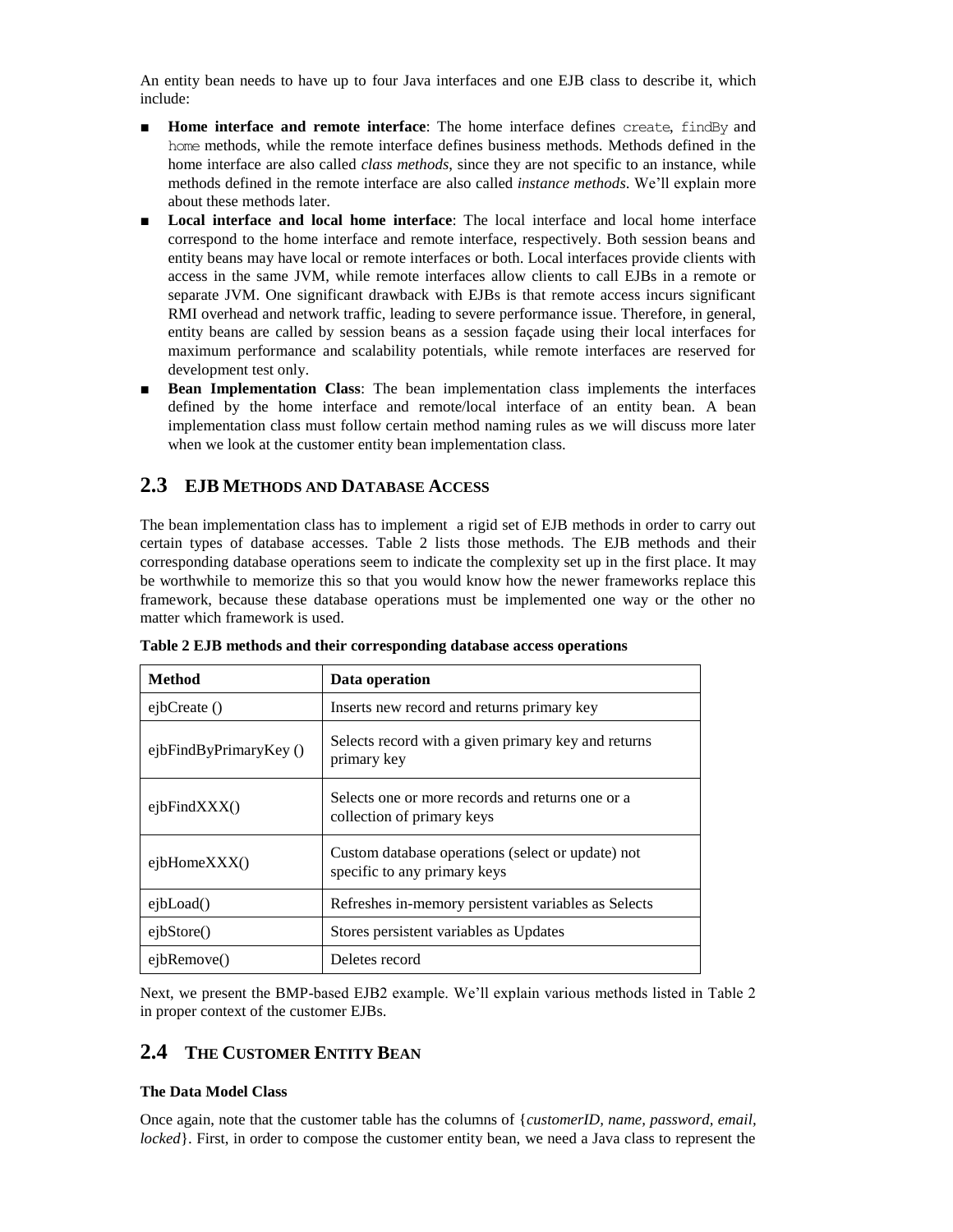An entity bean needs to have up to four Java interfaces and one EJB class to describe it, which include:

- **Home interface and remote interface**: The home interface defines `create`, `findBy` and `home` methods, while the remote interface defines business methods. Methods defined in the home interface are also called *class methods*, since they are not specific to an instance, while methods defined in the remote interface are also called *instance methods*. We'll explain more about these methods later.
- **Local interface and local home interface**: The local interface and local home interface correspond to the home interface and remote interface, respectively. Both session beans and entity beans may have local or remote interfaces or both. Local interfaces provide clients with access in the same JVM, while remote interfaces allow clients to call EJBs in a remote or separate JVM. One significant drawback with EJBs is that remote access incurs significant RMI overhead and network traffic, leading to severe performance issue. Therefore, in general, entity beans are called by session beans as a session façade using their local interfaces for maximum performance and scalability potentials, while remote interfaces are reserved for development test only.
- **Bean Implementation Class**: The bean implementation class implements the interfaces defined by the home interface and remote/local interface of an entity bean. A bean implementation class must follow certain method naming rules as we will discuss more later when we look at the customer entity bean implementation class.

## 2.3 EJB Methods and Database Access

The bean implementation class has to implement a rigid set of EJB methods in order to carry out certain types of database accesses. Table 2 lists those methods. The EJB methods and their corresponding database operations seem to indicate the complexity set up in the first place. It may be worthwhile to memorize this so that you would know how the newer frameworks replace this framework, because these database operations must be implemented one way or the other no matter which framework is used.

**Table 2 EJB methods and their corresponding database access operations**

| Method | Data operation |
|---|---|
| ejbCreate () | Inserts new record and returns primary key |
| ejbFindByPrimaryKey () | Selects record with a given primary key and returns primary key |
| ejbFindXXX() | Selects one or more records and returns one or a collection of primary keys |
| ejbHomeXXX() | Custom database operations (select or update) not specific to any primary keys |
| ejbLoad() | Refreshes in-memory persistent variables as Selects |
| ejbStore() | Stores persistent variables as Updates |
| ejbRemove() | Deletes record |

Next, we present the BMP-based EJB2 example. We'll explain various methods listed in Table 2 in proper context of the customer EJBs.

## 2.4 The Customer Entity Bean

**The Data Model Class**

Once again, note that the customer table has the columns of {*customerID, name, password, email, locked*}. First, in order to compose the customer entity bean, we need a Java class to represent the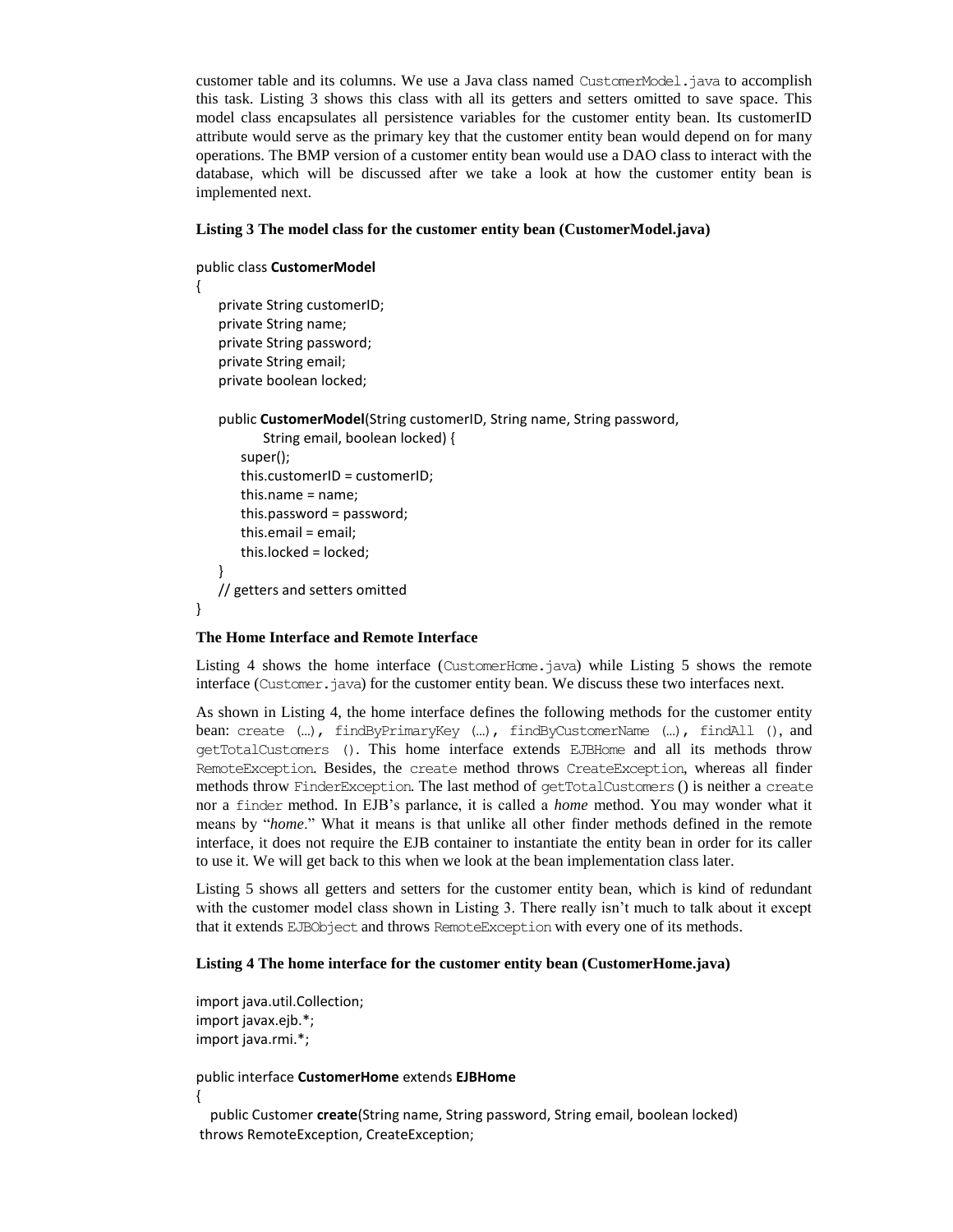customer table and its columns. We use a Java class named `CustomerModel.java` to accomplish this task. Listing 3 shows this class with all its getters and setters omitted to save space. This model class encapsulates all persistence variables for the customer entity bean. Its customerID attribute would serve as the primary key that the customer entity bean would depend on for many operations. The BMP version of a customer entity bean would use a DAO class to interact with the database, which will be discussed after we take a look at how the customer entity bean is implemented next.

**Listing 3 The model class for the customer entity bean (CustomerModel.java)**

```
public class CustomerModel
{
    private String customerID;
    private String name;
    private String password;
    private String email;
    private boolean locked;

    public CustomerModel(String customerID, String name, String password,
            String email, boolean locked) {
        super();
        this.customerID = customerID;
        this.name = name;
        this.password = password;
        this.email = email;
        this.locked = locked;
    }
    // getters and setters omitted
}
```

### The Home Interface and Remote Interface

Listing 4 shows the home interface (`CustomerHome.java`) while Listing 5 shows the remote interface (`Customer.java`) for the customer entity bean. We discuss these two interfaces next.

As shown in Listing 4, the home interface defines the following methods for the customer entity bean: `create (…)`, `findByPrimaryKey (…)`, `findByCustomerName (…)`, `findAll ()`, and `getTotalCustomers ()`. This home interface extends `EJBHome` and all its methods throw `RemoteException`. Besides, the `create` method throws `CreateException`, whereas all finder methods throw `FinderException`. The last method of `getTotalCustomers` () is neither a `create` nor a `finder` method. In EJB's parlance, it is called a *home* method. You may wonder what it means by "*home*." What it means is that unlike all other finder methods defined in the remote interface, it does not require the EJB container to instantiate the entity bean in order for its caller to use it. We will get back to this when we look at the bean implementation class later.

Listing 5 shows all getters and setters for the customer entity bean, which is kind of redundant with the customer model class shown in Listing 3. There really isn't much to talk about it except that it extends `EJBObject` and throws `RemoteException` with every one of its methods.

**Listing 4 The home interface for the customer entity bean (CustomerHome.java)**

```
import java.util.Collection;
import javax.ejb.*;
import java.rmi.*;

public interface CustomerHome extends EJBHome
{
   public Customer create(String name, String password, String email, boolean locked)
 throws RemoteException, CreateException;
```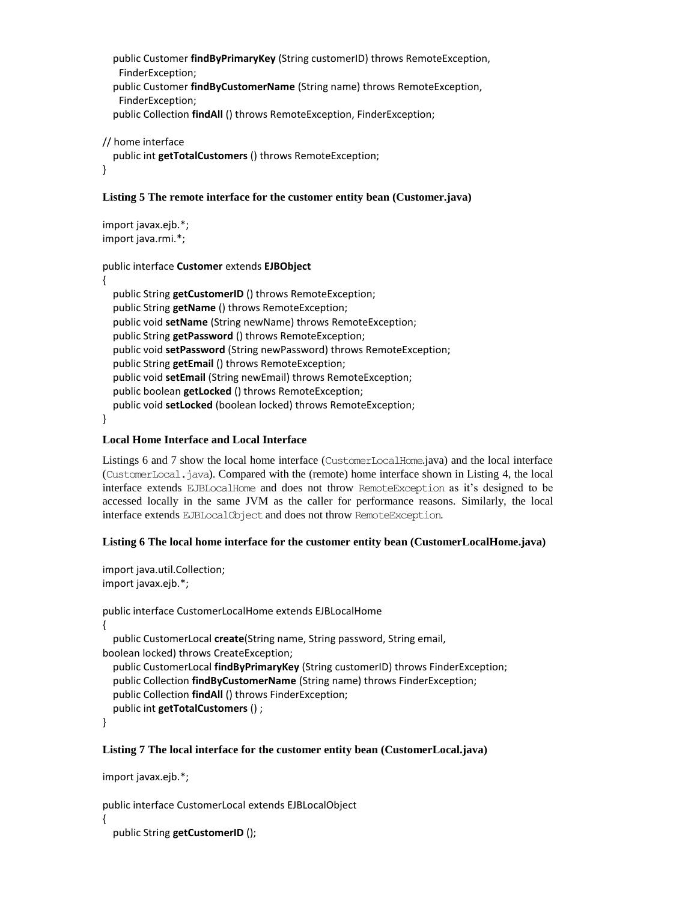```
   public Customer findByPrimaryKey (String customerID) throws RemoteException,
     FinderException;
   public Customer findByCustomerName (String name) throws RemoteException,
     FinderException;
   public Collection findAll () throws RemoteException, FinderException;

// home interface
   public int getTotalCustomers () throws RemoteException;
}
```

**Listing 5 The remote interface for the customer entity bean (Customer.java)**

```
import javax.ejb.*;
import java.rmi.*;

public interface Customer extends EJBObject
{
   public String getCustomerID () throws RemoteException;
   public String getName () throws RemoteException;
   public void setName (String newName) throws RemoteException;
   public String getPassword () throws RemoteException;
   public void setPassword (String newPassword) throws RemoteException;
   public String getEmail () throws RemoteException;
   public void setEmail (String newEmail) throws RemoteException;
   public boolean getLocked () throws RemoteException;
   public void setLocked (boolean locked) throws RemoteException;
}
```

**Local Home Interface and Local Interface**

Listings 6 and 7 show the local home interface (`CustomerLocalHome`.java) and the local interface (`CustomerLocal.java`). Compared with the (remote) home interface shown in Listing 4, the local interface extends `EJBLocalHome` and does not throw `RemoteException` as it's designed to be accessed locally in the same JVM as the caller for performance reasons. Similarly, the local interface extends `EJBLocalObject` and does not throw `RemoteException`.

**Listing 6 The local home interface for the customer entity bean (CustomerLocalHome.java)**

```
import java.util.Collection;
import javax.ejb.*;

public interface CustomerLocalHome extends EJBLocalHome
{
   public CustomerLocal create(String name, String password, String email,
boolean locked) throws CreateException;
   public CustomerLocal findByPrimaryKey (String customerID) throws FinderException;
   public Collection findByCustomerName (String name) throws FinderException;
   public Collection findAll () throws FinderException;
   public int getTotalCustomers () ;
}
```

**Listing 7 The local interface for the customer entity bean (CustomerLocal.java)**

```
import javax.ejb.*;

public interface CustomerLocal extends EJBLocalObject
{
   public String getCustomerID ();
```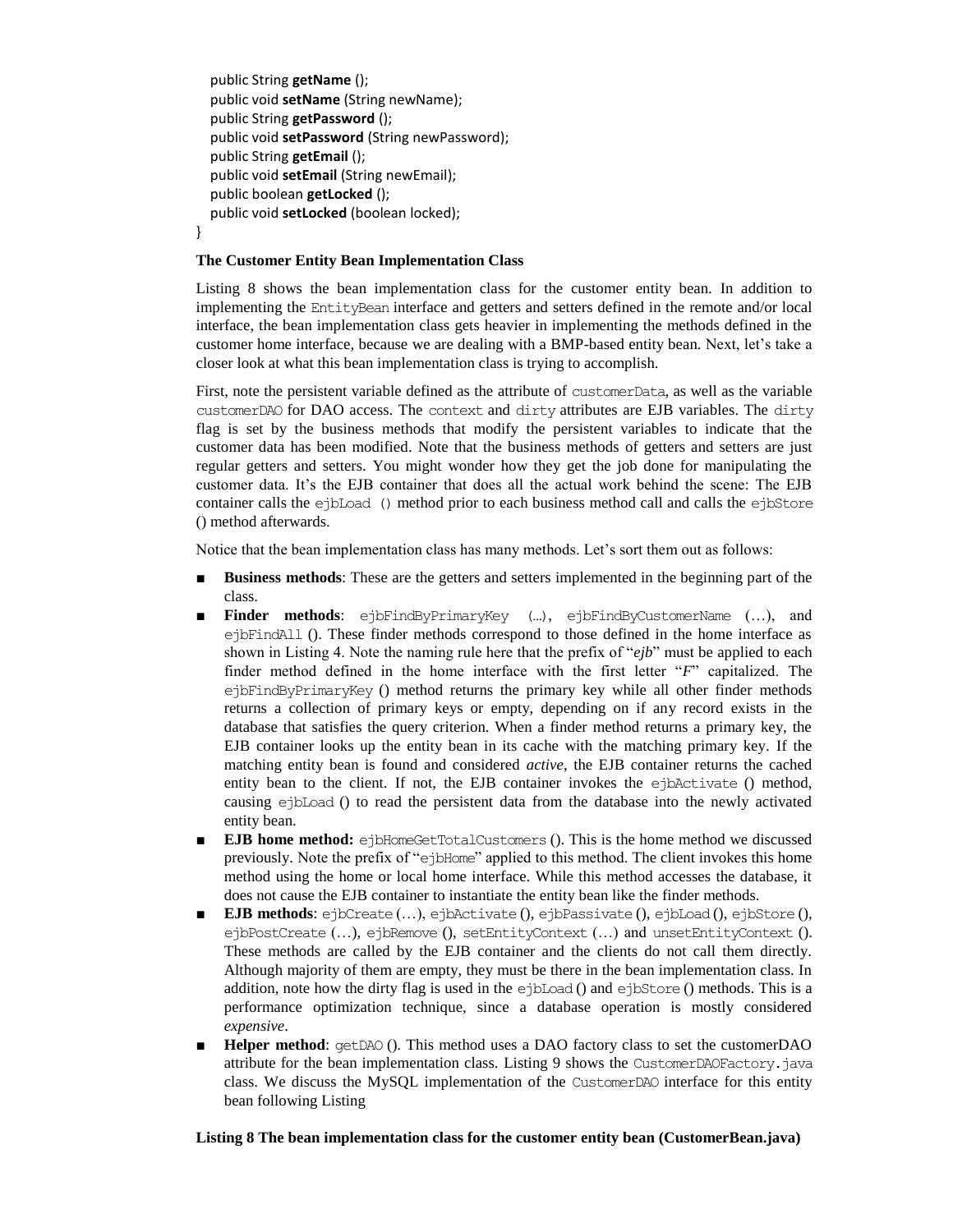```
    public String getName ();
    public void setName (String newName);
    public String getPassword ();
    public void setPassword (String newPassword);
    public String getEmail ();
    public void setEmail (String newEmail);
    public boolean getLocked ();
    public void setLocked (boolean locked);
}
```

**The Customer Entity Bean Implementation Class**

Listing 8 shows the bean implementation class for the customer entity bean. In addition to implementing the `EntityBean` interface and getters and setters defined in the remote and/or local interface, the bean implementation class gets heavier in implementing the methods defined in the customer home interface, because we are dealing with a BMP-based entity bean. Next, let's take a closer look at what this bean implementation class is trying to accomplish.

First, note the persistent variable defined as the attribute of `customerData`, as well as the variable `customerDAO` for DAO access. The `context` and `dirty` attributes are EJB variables. The `dirty` flag is set by the business methods that modify the persistent variables to indicate that the customer data has been modified. Note that the business methods of getters and setters are just regular getters and setters. You might wonder how they get the job done for manipulating the customer data. It's the EJB container that does all the actual work behind the scene: The EJB container calls the `ejbLoad ()` method prior to each business method call and calls the `ejbStore` () method afterwards.

Notice that the bean implementation class has many methods. Let's sort them out as follows:

- **Business methods**: These are the getters and setters implemented in the beginning part of the class.
- **Finder methods**: `ejbFindByPrimaryKey (…)`, `ejbFindByCustomerName` (…), and `ejbFindAll` (). These finder methods correspond to those defined in the home interface as shown in Listing 4. Note the naming rule here that the prefix of "*ejb*" must be applied to each finder method defined in the home interface with the first letter "*F*" capitalized. The `ejbFindByPrimaryKey` () method returns the primary key while all other finder methods returns a collection of primary keys or empty, depending on if any record exists in the database that satisfies the query criterion. When a finder method returns a primary key, the EJB container looks up the entity bean in its cache with the matching primary key. If the matching entity bean is found and considered *active*, the EJB container returns the cached entity bean to the client. If not, the EJB container invokes the `ejbActivate` () method, causing `ejbLoad` () to read the persistent data from the database into the newly activated entity bean.
- **EJB home method:** `ejbHomeGetTotalCustomers` (). This is the home method we discussed previously. Note the prefix of "`ejbHome`" applied to this method. The client invokes this home method using the home or local home interface. While this method accesses the database, it does not cause the EJB container to instantiate the entity bean like the finder methods.
- **EJB methods**: `ejbCreate` (…), `ejbActivate` (), `ejbPassivate` (), `ejbLoad` (), `ejbStore` (), `ejbPostCreate` (…), `ejbRemove` (), `setEntityContext` (…) and `unsetEntityContext` (). These methods are called by the EJB container and the clients do not call them directly. Although majority of them are empty, they must be there in the bean implementation class. In addition, note how the dirty flag is used in the `ejbLoad` () and `ejbStore` () methods. This is a performance optimization technique, since a database operation is mostly considered *expensive*.
- **Helper method**: `getDAO` (). This method uses a DAO factory class to set the customerDAO attribute for the bean implementation class. Listing 9 shows the `CustomerDAOFactory.java` class. We discuss the MySQL implementation of the `CustomerDAO` interface for this entity bean following Listing

**Listing 8 The bean implementation class for the customer entity bean (CustomerBean.java)**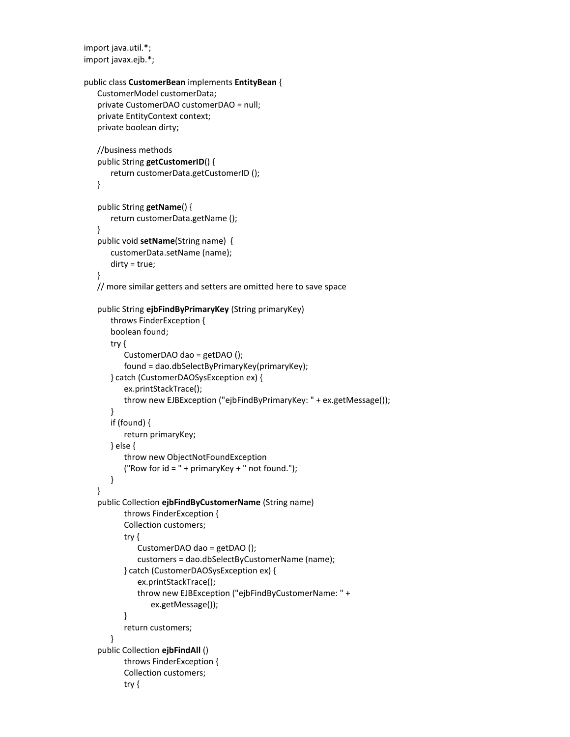```java
import java.util.*;
import javax.ejb.*;

public class CustomerBean implements EntityBean {
    CustomerModel customerData;
    private CustomerDAO customerDAO = null;
    private EntityContext context;
    private boolean dirty;

    //business methods
    public String getCustomerID() {
        return customerData.getCustomerID ();
    }

    public String getName() {
        return customerData.getName ();
    }
    public void setName(String name)  {
        customerData.setName (name);
        dirty = true;
    }
    // more similar getters and setters are omitted here to save space

    public String ejbFindByPrimaryKey (String primaryKey)
        throws FinderException {
        boolean found;
        try {
            CustomerDAO dao = getDAO ();
            found = dao.dbSelectByPrimaryKey(primaryKey);
        } catch (CustomerDAOSysException ex) {
            ex.printStackTrace();
            throw new EJBException ("ejbFindByPrimaryKey: " + ex.getMessage());
        }
        if (found) {
            return primaryKey;
        } else {
            throw new ObjectNotFoundException
            ("Row for id = " + primaryKey + " not found.");
        }
    }
    public Collection ejbFindByCustomerName (String name)
            throws FinderException {
            Collection customers;
            try {
                CustomerDAO dao = getDAO ();
                customers = dao.dbSelectByCustomerName (name);
            } catch (CustomerDAOSysException ex) {
                ex.printStackTrace();
                throw new EJBException ("ejbFindByCustomerName: " +
                    ex.getMessage());
            }
            return customers;
        }
    public Collection ejbFindAll ()
            throws FinderException {
            Collection customers;
            try {
```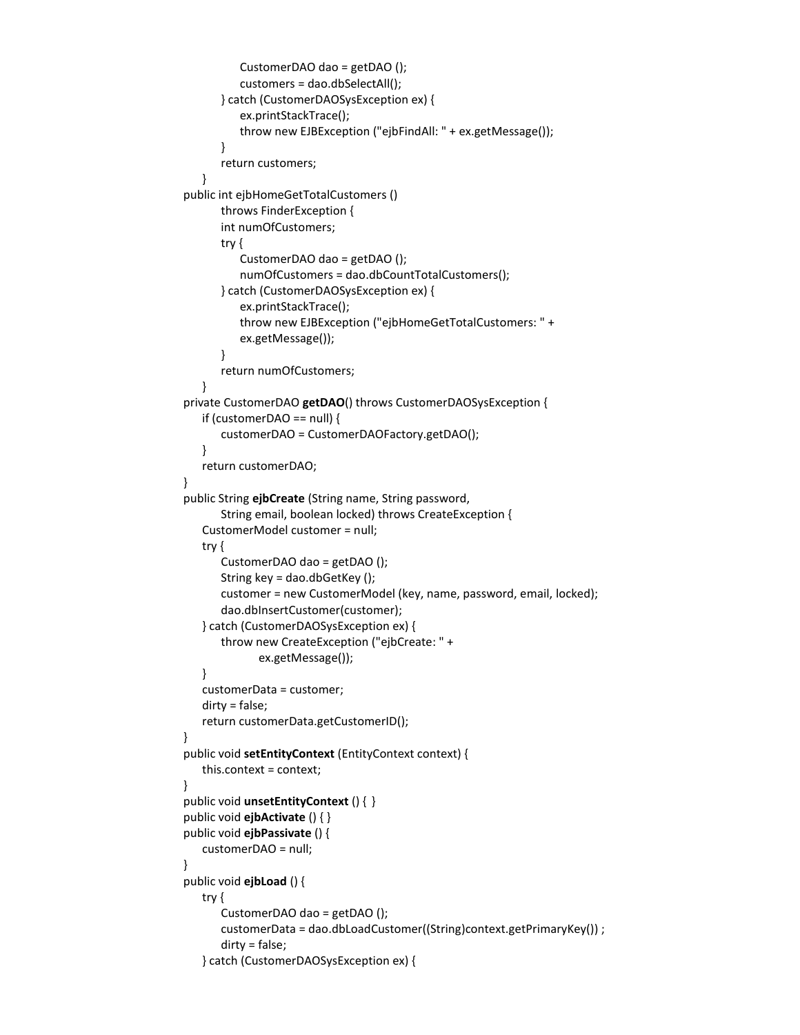```
            CustomerDAO dao = getDAO ();
            customers = dao.dbSelectAll();
        } catch (CustomerDAOSysException ex) {
            ex.printStackTrace();
            throw new EJBException ("ejbFindAll: " + ex.getMessage());
        }
        return customers;
    }
public int ejbHomeGetTotalCustomers ()
        throws FinderException {
        int numOfCustomers;
        try {
            CustomerDAO dao = getDAO ();
            numOfCustomers = dao.dbCountTotalCustomers();
        } catch (CustomerDAOSysException ex) {
            ex.printStackTrace();
            throw new EJBException ("ejbHomeGetTotalCustomers: " +
            ex.getMessage());
        }
        return numOfCustomers;
    }
private CustomerDAO getDAO() throws CustomerDAOSysException {
    if (customerDAO == null) {
        customerDAO = CustomerDAOFactory.getDAO();
    }
    return customerDAO;
}
public String ejbCreate (String name, String password,
        String email, boolean locked) throws CreateException {
    CustomerModel customer = null;
    try {
        CustomerDAO dao = getDAO ();
        String key = dao.dbGetKey ();
        customer = new CustomerModel (key, name, password, email, locked);
        dao.dbInsertCustomer(customer);
    } catch (CustomerDAOSysException ex) {
        throw new CreateException ("ejbCreate: " +
                ex.getMessage());
    }
    customerData = customer;
    dirty = false;
    return customerData.getCustomerID();
}
public void setEntityContext (EntityContext context) {
    this.context = context;
}
public void unsetEntityContext () { }
public void ejbActivate () { }
public void ejbPassivate () {
    customerDAO = null;
}
public void ejbLoad () {
    try {
        CustomerDAO dao = getDAO ();
        customerData = dao.dbLoadCustomer((String)context.getPrimaryKey()) ;
        dirty = false;
    } catch (CustomerDAOSysException ex) {
```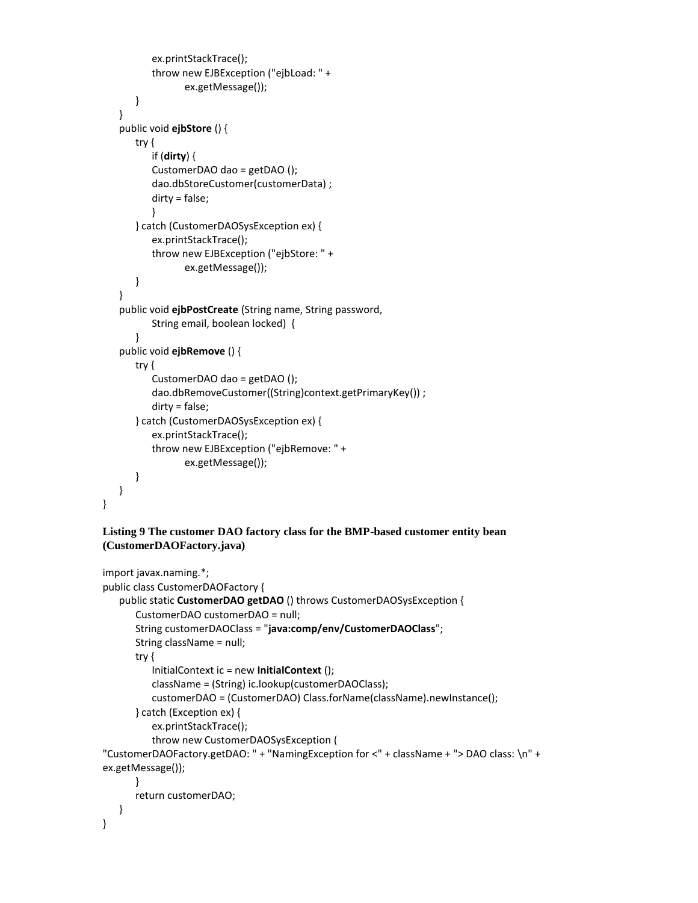```
            ex.printStackTrace();
            throw new EJBException ("ejbLoad: " +
                    ex.getMessage());
        }
    }
    public void ejbStore () {
        try {
            if (dirty) {
            CustomerDAO dao = getDAO ();
            dao.dbStoreCustomer(customerData) ;
            dirty = false;
            }
        } catch (CustomerDAOSysException ex) {
            ex.printStackTrace();
            throw new EJBException ("ejbStore: " +
                    ex.getMessage());
        }
    }
    public void ejbPostCreate (String name, String password,
            String email, boolean locked)  {
        }
    public void ejbRemove () {
        try {
            CustomerDAO dao = getDAO ();
            dao.dbRemoveCustomer((String)context.getPrimaryKey()) ;
            dirty = false;
        } catch (CustomerDAOSysException ex) {
            ex.printStackTrace();
            throw new EJBException ("ejbRemove: " +
                    ex.getMessage());
        }
    }
}
```

**Listing 9 The customer DAO factory class for the BMP-based customer entity bean (CustomerDAOFactory.java)**

```
import javax.naming.*;
public class CustomerDAOFactory {
    public static CustomerDAO getDAO () throws CustomerDAOSysException {
        CustomerDAO customerDAO = null;
        String customerDAOClass = "java:comp/env/CustomerDAOClass";
        String className = null;
        try {
            InitialContext ic = new InitialContext ();
            className = (String) ic.lookup(customerDAOClass);
            customerDAO = (CustomerDAO) Class.forName(className).newInstance();
        } catch (Exception ex) {
            ex.printStackTrace();
            throw new CustomerDAOSysException (
"CustomerDAOFactory.getDAO: " + "NamingException for <" + className + "> DAO class: \n" +
ex.getMessage());
        }
        return customerDAO;
    }
}
```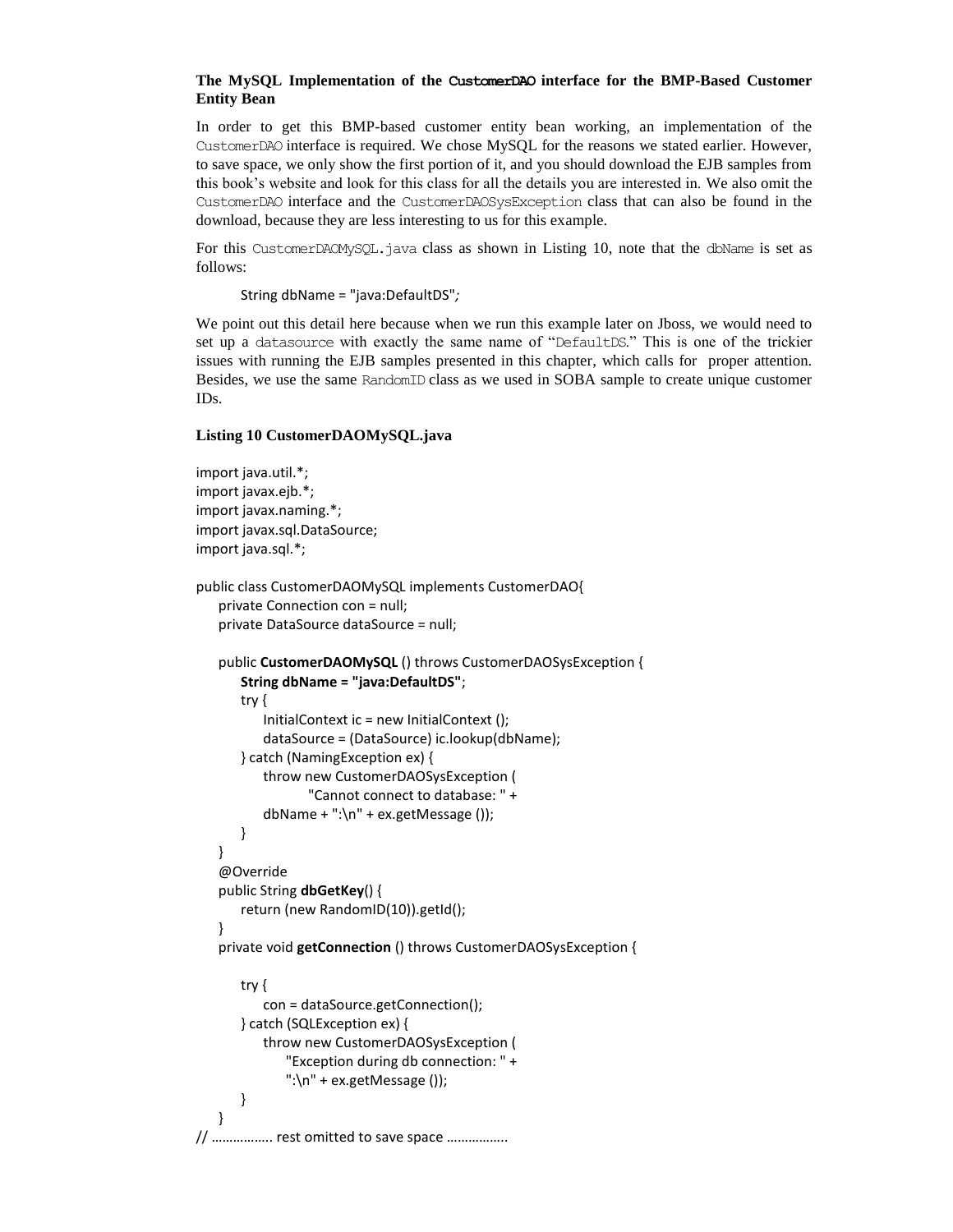### The MySQL Implementation of the CustomerDAO interface for the BMP-Based Customer Entity Bean

In order to get this BMP-based customer entity bean working, an implementation of the CustomerDAO interface is required. We chose MySQL for the reasons we stated earlier. However, to save space, we only show the first portion of it, and you should download the EJB samples from this book's website and look for this class for all the details you are interested in. We also omit the CustomerDAO interface and the CustomerDAOSysException class that can also be found in the download, because they are less interesting to us for this example.

For this CustomerDAOMySQL.java class as shown in Listing 10, note that the dbName is set as follows:

```
String dbName = "java:DefaultDS";
```

We point out this detail here because when we run this example later on Jboss, we would need to set up a datasource with exactly the same name of "DefaultDS." This is one of the trickier issues with running the EJB samples presented in this chapter, which calls for proper attention. Besides, we use the same RandomID class as we used in SOBA sample to create unique customer IDs.

**Listing 10 CustomerDAOMySQL.java**

```
import java.util.*;
import javax.ejb.*;
import javax.naming.*;
import javax.sql.DataSource;
import java.sql.*;

public class CustomerDAOMySQL implements CustomerDAO{
    private Connection con = null;
    private DataSource dataSource = null;

    public CustomerDAOMySQL () throws CustomerDAOSysException {
        String dbName = "java:DefaultDS";
        try {
            InitialContext ic = new InitialContext ();
            dataSource = (DataSource) ic.lookup(dbName);
        } catch (NamingException ex) {
            throw new CustomerDAOSysException (
                    "Cannot connect to database: " +
            dbName + ":\n" + ex.getMessage ());
        }
    }
    @Override
    public String dbGetKey() {
        return (new RandomID(10)).getId();
    }
    private void getConnection () throws CustomerDAOSysException {

        try {
            con = dataSource.getConnection();
        } catch (SQLException ex) {
            throw new CustomerDAOSysException (
                "Exception during db connection: " +
                ":\n" + ex.getMessage ());
        }
    }
// ……………. rest omitted to save space …………….
```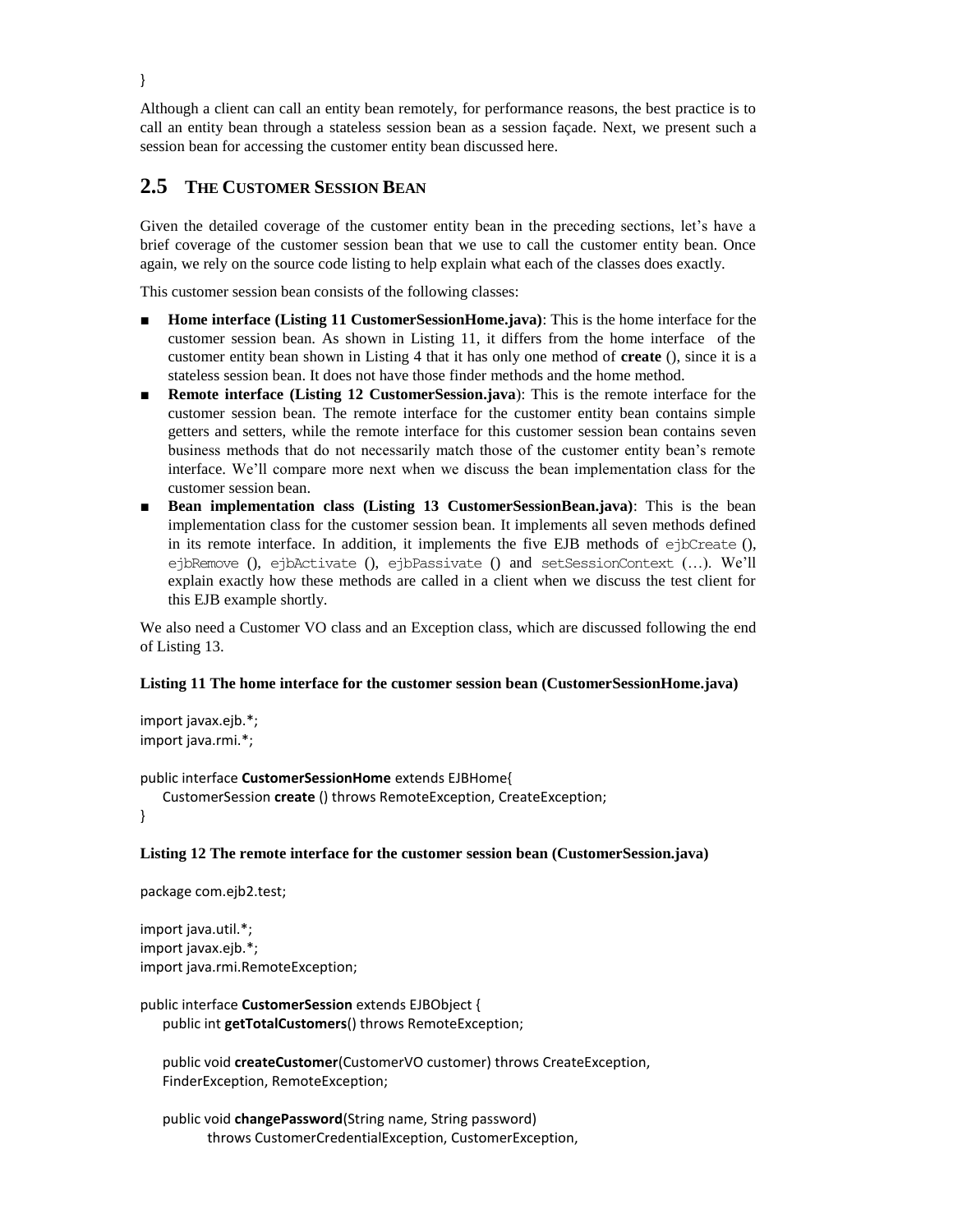}

Although a client can call an entity bean remotely, for performance reasons, the best practice is to call an entity bean through a stateless session bean as a session façade. Next, we present such a session bean for accessing the customer entity bean discussed here.

## 2.5 THE CUSTOMER SESSION BEAN

Given the detailed coverage of the customer entity bean in the preceding sections, let's have a brief coverage of the customer session bean that we use to call the customer entity bean. Once again, we rely on the source code listing to help explain what each of the classes does exactly.

This customer session bean consists of the following classes:

- **Home interface (Listing 11 CustomerSessionHome.java)**: This is the home interface for the customer session bean. As shown in Listing 11, it differs from the home interface of the customer entity bean shown in Listing 4 that it has only one method of **create** (), since it is a stateless session bean. It does not have those finder methods and the home method.
- **Remote interface (Listing 12 CustomerSession.java)**: This is the remote interface for the customer session bean. The remote interface for the customer entity bean contains simple getters and setters, while the remote interface for this customer session bean contains seven business methods that do not necessarily match those of the customer entity bean's remote interface. We'll compare more next when we discuss the bean implementation class for the customer session bean.
- **Bean implementation class (Listing 13 CustomerSessionBean.java)**: This is the bean implementation class for the customer session bean. It implements all seven methods defined in its remote interface. In addition, it implements the five EJB methods of `ejbCreate` (), `ejbRemove` (), `ejbActivate` (), `ejbPassivate` () and `setSessionContext` (…). We'll explain exactly how these methods are called in a client when we discuss the test client for this EJB example shortly.

We also need a Customer VO class and an Exception class, which are discussed following the end of Listing 13.

**Listing 11 The home interface for the customer session bean (CustomerSessionHome.java)**

```
import javax.ejb.*;
import java.rmi.*;

public interface CustomerSessionHome extends EJBHome{
    CustomerSession create () throws RemoteException, CreateException;
}
```

**Listing 12 The remote interface for the customer session bean (CustomerSession.java)**

```
package com.ejb2.test;

import java.util.*;
import javax.ejb.*;
import java.rmi.RemoteException;

public interface CustomerSession extends EJBObject {
    public int getTotalCustomers() throws RemoteException;

    public void createCustomer(CustomerVO customer) throws CreateException,
    FinderException, RemoteException;

    public void changePassword(String name, String password)
            throws CustomerCredentialException, CustomerException,
```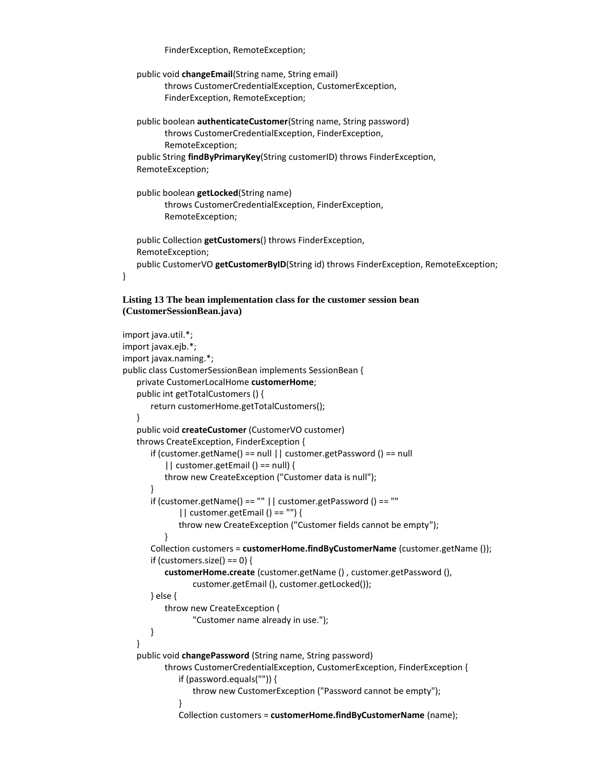```
            FinderException, RemoteException;

    public void changeEmail(String name, String email)
            throws CustomerCredentialException, CustomerException,
            FinderException, RemoteException;

    public boolean authenticateCustomer(String name, String password)
            throws CustomerCredentialException, FinderException,
            RemoteException;
    public String findByPrimaryKey(String customerID) throws FinderException,
    RemoteException;

    public boolean getLocked(String name)
            throws CustomerCredentialException, FinderException,
            RemoteException;

    public Collection getCustomers() throws FinderException,
    RemoteException;
    public CustomerVO getCustomerByID(String id) throws FinderException, RemoteException;
}
```

**Listing 13 The bean implementation class for the customer session bean (CustomerSessionBean.java)**

```
import java.util.*;
import javax.ejb.*;
import javax.naming.*;
public class CustomerSessionBean implements SessionBean {
    private CustomerLocalHome customerHome;
    public int getTotalCustomers () {
        return customerHome.getTotalCustomers();
    }
    public void createCustomer (CustomerVO customer)
    throws CreateException, FinderException {
        if (customer.getName() == null || customer.getPassword () == null
            || customer.getEmail () == null) {
            throw new CreateException ("Customer data is null");
        }
        if (customer.getName() == "" || customer.getPassword () == ""
                || customer.getEmail () == "") {
                throw new CreateException ("Customer fields cannot be empty");
            }
        Collection customers = customerHome.findByCustomerName (customer.getName ());
        if (customers.size() == 0) {
            customerHome.create (customer.getName () , customer.getPassword (),
                    customer.getEmail (), customer.getLocked());
        } else {
            throw new CreateException (
                    "Customer name already in use.");
        }
    }
    public void changePassword (String name, String password)
            throws CustomerCredentialException, CustomerException, FinderException {
                if (password.equals("")) {
                    throw new CustomerException ("Password cannot be empty");
                }
                Collection customers = customerHome.findByCustomerName (name);
```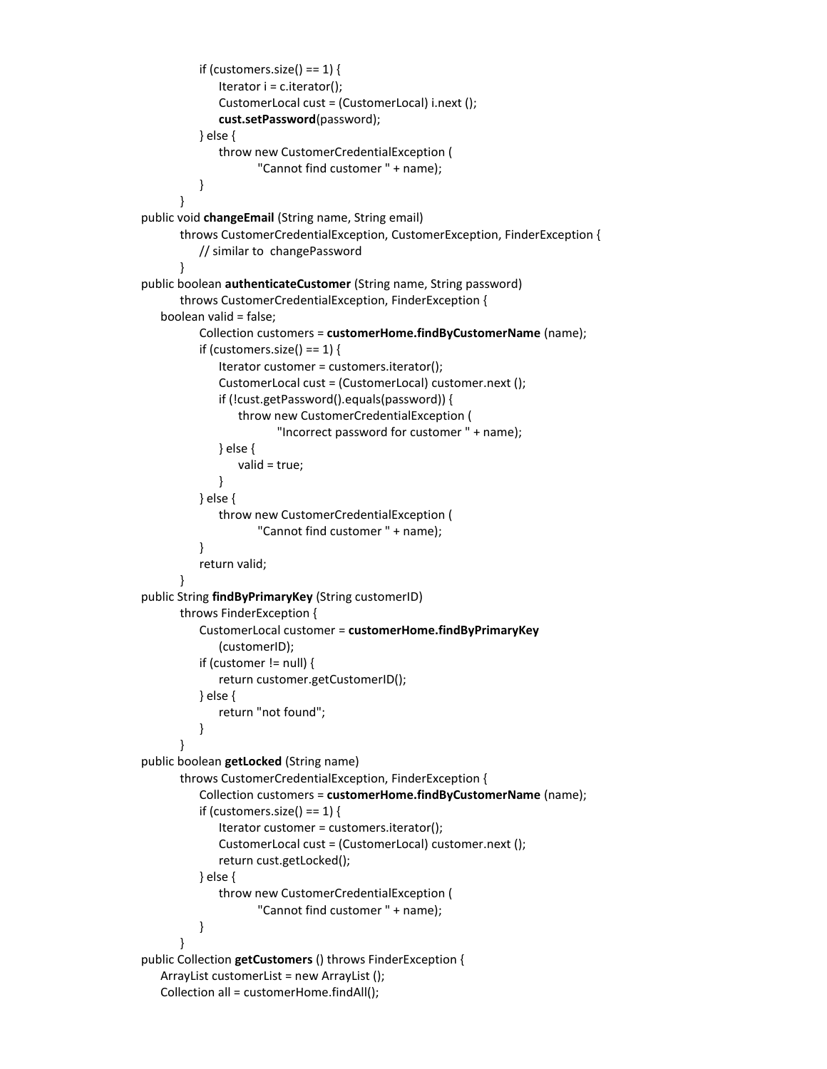```
                if (customers.size() == 1) {
                    Iterator i = c.iterator();
                    CustomerLocal cust = (CustomerLocal) i.next ();
                    cust.setPassword(password);
                } else {
                    throw new CustomerCredentialException (
                            "Cannot find customer " + name);
                }
            }
    public void changeEmail (String name, String email)
            throws CustomerCredentialException, CustomerException, FinderException {
                // similar to  changePassword
            }
    public boolean authenticateCustomer (String name, String password)
            throws CustomerCredentialException, FinderException {
        boolean valid = false;
                Collection customers = customerHome.findByCustomerName (name);
                if (customers.size() == 1) {
                    Iterator customer = customers.iterator();
                    CustomerLocal cust = (CustomerLocal) customer.next ();
                    if (!cust.getPassword().equals(password)) {
                        throw new CustomerCredentialException (
                                "Incorrect password for customer " + name);
                    } else {
                        valid = true;
                    }
                } else {
                    throw new CustomerCredentialException (
                            "Cannot find customer " + name);
                }
                return valid;
            }
    public String findByPrimaryKey (String customerID)
            throws FinderException {
                CustomerLocal customer = customerHome.findByPrimaryKey
                    (customerID);
                if (customer != null) {
                    return customer.getCustomerID();
                } else {
                    return "not found";
                }
            }
    public boolean getLocked (String name)
            throws CustomerCredentialException, FinderException {
                Collection customers = customerHome.findByCustomerName (name);
                if (customers.size() == 1) {
                    Iterator customer = customers.iterator();
                    CustomerLocal cust = (CustomerLocal) customer.next ();
                    return cust.getLocked();
                } else {
                    throw new CustomerCredentialException (
                            "Cannot find customer " + name);
                }
            }
    public Collection getCustomers () throws FinderException {
        ArrayList customerList = new ArrayList ();
        Collection all = customerHome.findAll();
```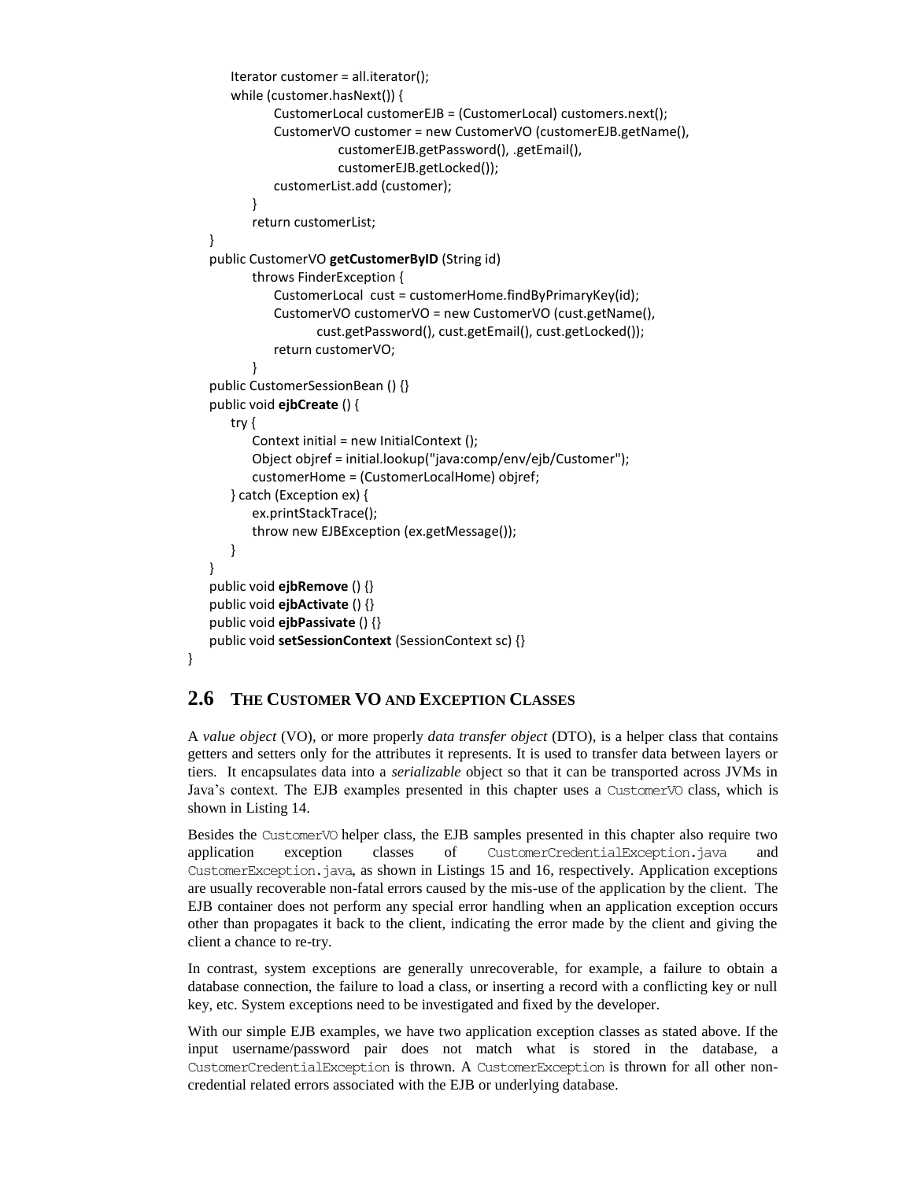```
        Iterator customer = all.iterator();
        while (customer.hasNext()) {
                CustomerLocal customerEJB = (CustomerLocal) customers.next();
                CustomerVO customer = new CustomerVO (customerEJB.getName(),
                        customerEJB.getPassword(), .getEmail(),
                        customerEJB.getLocked());
                customerList.add (customer);
            }
            return customerList;
    }
    public CustomerVO getCustomerByID (String id)
            throws FinderException {
                CustomerLocal  cust = customerHome.findByPrimaryKey(id);
                CustomerVO customerVO = new CustomerVO (cust.getName(),
                        cust.getPassword(), cust.getEmail(), cust.getLocked());
                return customerVO;
            }
    public CustomerSessionBean () {}
    public void ejbCreate () {
        try {
            Context initial = new InitialContext ();
            Object objref = initial.lookup("java:comp/env/ejb/Customer");
            customerHome = (CustomerLocalHome) objref;
        } catch (Exception ex) {
            ex.printStackTrace();
            throw new EJBException (ex.getMessage());
        }
    }
    public void ejbRemove () {}
    public void ejbActivate () {}
    public void ejbPassivate () {}
    public void setSessionContext (SessionContext sc) {}
}
```

## 2.6 The Customer VO and Exception Classes

A *value object* (VO), or more properly *data transfer object* (DTO), is a helper class that contains getters and setters only for the attributes it represents. It is used to transfer data between layers or tiers. It encapsulates data into a *serializable* object so that it can be transported across JVMs in Java's context. The EJB examples presented in this chapter uses a `CustomerVO` class, which is shown in Listing 14.

Besides the `CustomerVO` helper class, the EJB samples presented in this chapter also require two application exception classes of `CustomerCredentialException.java` and `CustomerException.java`, as shown in Listings 15 and 16, respectively. Application exceptions are usually recoverable non-fatal errors caused by the mis-use of the application by the client. The EJB container does not perform any special error handling when an application exception occurs other than propagates it back to the client, indicating the error made by the client and giving the client a chance to re-try.

In contrast, system exceptions are generally unrecoverable, for example, a failure to obtain a database connection, the failure to load a class, or inserting a record with a conflicting key or null key, etc. System exceptions need to be investigated and fixed by the developer.

With our simple EJB examples, we have two application exception classes as stated above. If the input username/password pair does not match what is stored in the database, a `CustomerCredentialException` is thrown. A `CustomerException` is thrown for all other non-credential related errors associated with the EJB or underlying database.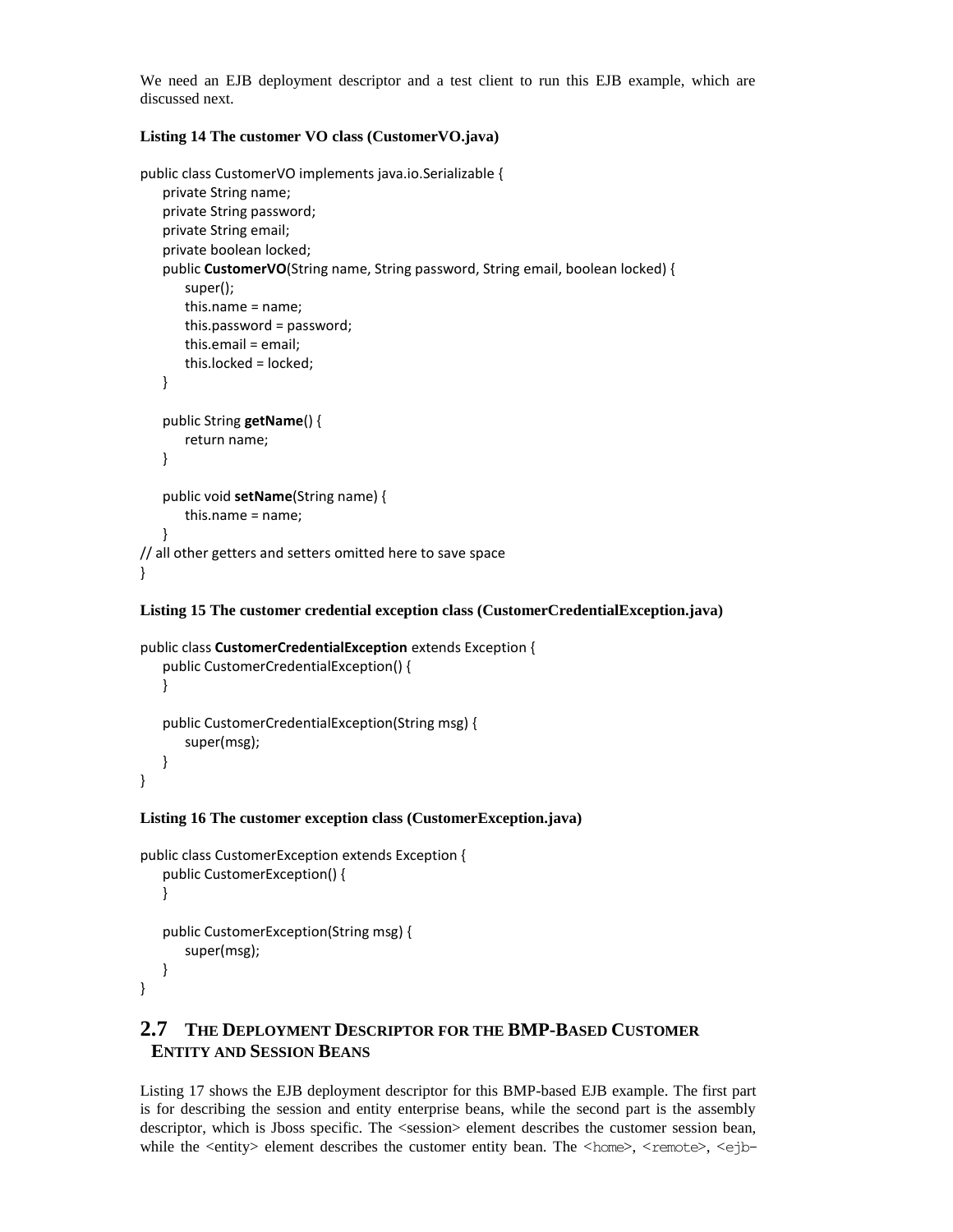We need an EJB deployment descriptor and a test client to run this EJB example, which are discussed next.

**Listing 14 The customer VO class (CustomerVO.java)**

```
public class CustomerVO implements java.io.Serializable {
    private String name;
    private String password;
    private String email;
    private boolean locked;
    public CustomerVO(String name, String password, String email, boolean locked) {
        super();
        this.name = name;
        this.password = password;
        this.email = email;
        this.locked = locked;
    }

    public String getName() {
        return name;
    }

    public void setName(String name) {
        this.name = name;
    }
// all other getters and setters omitted here to save space
}
```

**Listing 15 The customer credential exception class (CustomerCredentialException.java)**

```
public class CustomerCredentialException extends Exception {
    public CustomerCredentialException() {
    }

    public CustomerCredentialException(String msg) {
        super(msg);
    }
}
```

**Listing 16 The customer exception class (CustomerException.java)**

```
public class CustomerException extends Exception {
    public CustomerException() {
    }

    public CustomerException(String msg) {
        super(msg);
    }
}
```

## 2.7 The Deployment Descriptor for the BMP-Based Customer Entity and Session Beans

Listing 17 shows the EJB deployment descriptor for this BMP-based EJB example. The first part is for describing the session and entity enterprise beans, while the second part is the assembly descriptor, which is Jboss specific. The <session> element describes the customer session bean, while the <entity> element describes the customer entity bean. The <home>, <remote>, <ejb-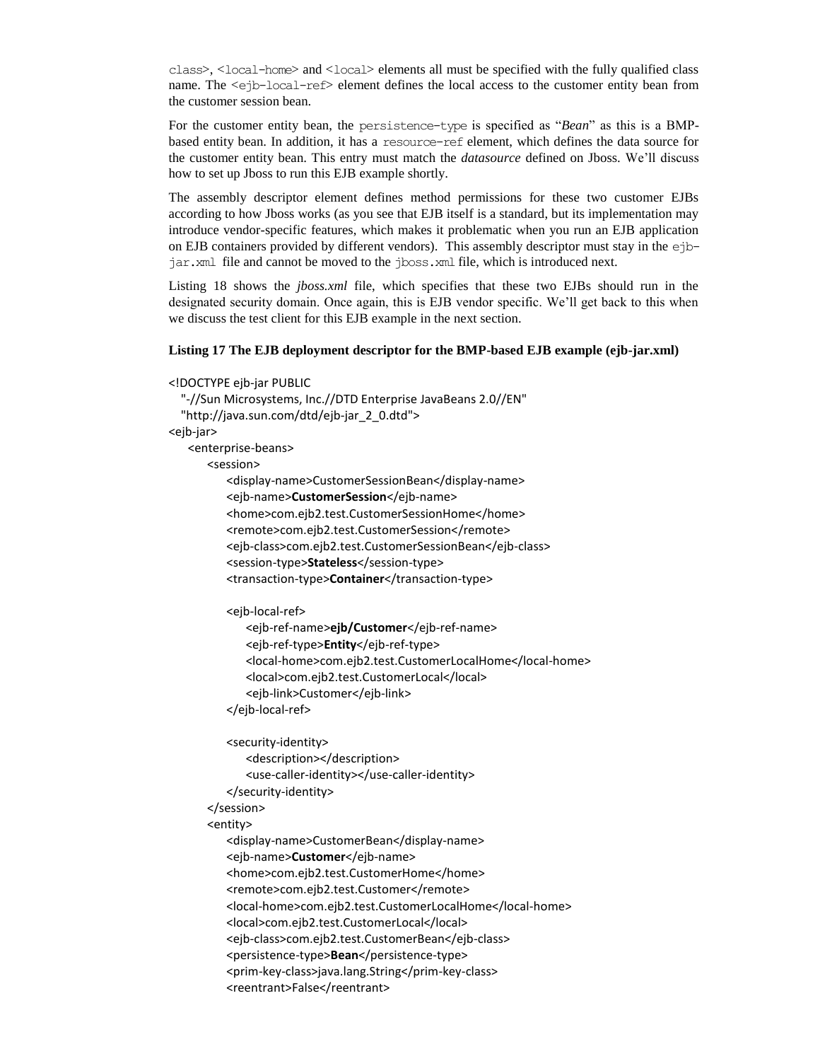class>, <local-home> and <local> elements all must be specified with the fully qualified class name. The <ejb-local-ref> element defines the local access to the customer entity bean from the customer session bean.

For the customer entity bean, the persistence-type is specified as "*Bean*" as this is a BMP-based entity bean. In addition, it has a resource-ref element, which defines the data source for the customer entity bean. This entry must match the *datasource* defined on Jboss. We'll discuss how to set up Jboss to run this EJB example shortly.

The assembly descriptor element defines method permissions for these two customer EJBs according to how Jboss works (as you see that EJB itself is a standard, but its implementation may introduce vendor-specific features, which makes it problematic when you run an EJB application on EJB containers provided by different vendors). This assembly descriptor must stay in the ejb-jar.xml file and cannot be moved to the jboss.xml file, which is introduced next.

Listing 18 shows the *jboss.xml* file, which specifies that these two EJBs should run in the designated security domain. Once again, this is EJB vendor specific. We'll get back to this when we discuss the test client for this EJB example in the next section.

**Listing 17 The EJB deployment descriptor for the BMP-based EJB example (ejb-jar.xml)**

```
<!DOCTYPE ejb-jar PUBLIC
   "-//Sun Microsystems, Inc.//DTD Enterprise JavaBeans 2.0//EN"
   "http://java.sun.com/dtd/ejb-jar_2_0.dtd">
<ejb-jar>
    <enterprise-beans>
        <session>
            <display-name>CustomerSessionBean</display-name>
            <ejb-name>CustomerSession</ejb-name>
            <home>com.ejb2.test.CustomerSessionHome</home>
            <remote>com.ejb2.test.CustomerSession</remote>
            <ejb-class>com.ejb2.test.CustomerSessionBean</ejb-class>
            <session-type>Stateless</session-type>
            <transaction-type>Container</transaction-type>

            <ejb-local-ref>
                <ejb-ref-name>ejb/Customer</ejb-ref-name>
                <ejb-ref-type>Entity</ejb-ref-type>
                <local-home>com.ejb2.test.CustomerLocalHome</local-home>
                <local>com.ejb2.test.CustomerLocal</local>
                <ejb-link>Customer</ejb-link>
            </ejb-local-ref>

            <security-identity>
                <description></description>
                <use-caller-identity></use-caller-identity>
            </security-identity>
        </session>
        <entity>
            <display-name>CustomerBean</display-name>
            <ejb-name>Customer</ejb-name>
            <home>com.ejb2.test.CustomerHome</home>
            <remote>com.ejb2.test.Customer</remote>
            <local-home>com.ejb2.test.CustomerLocalHome</local-home>
            <local>com.ejb2.test.CustomerLocal</local>
            <ejb-class>com.ejb2.test.CustomerBean</ejb-class>
            <persistence-type>Bean</persistence-type>
            <prim-key-class>java.lang.String</prim-key-class>
            <reentrant>False</reentrant>
```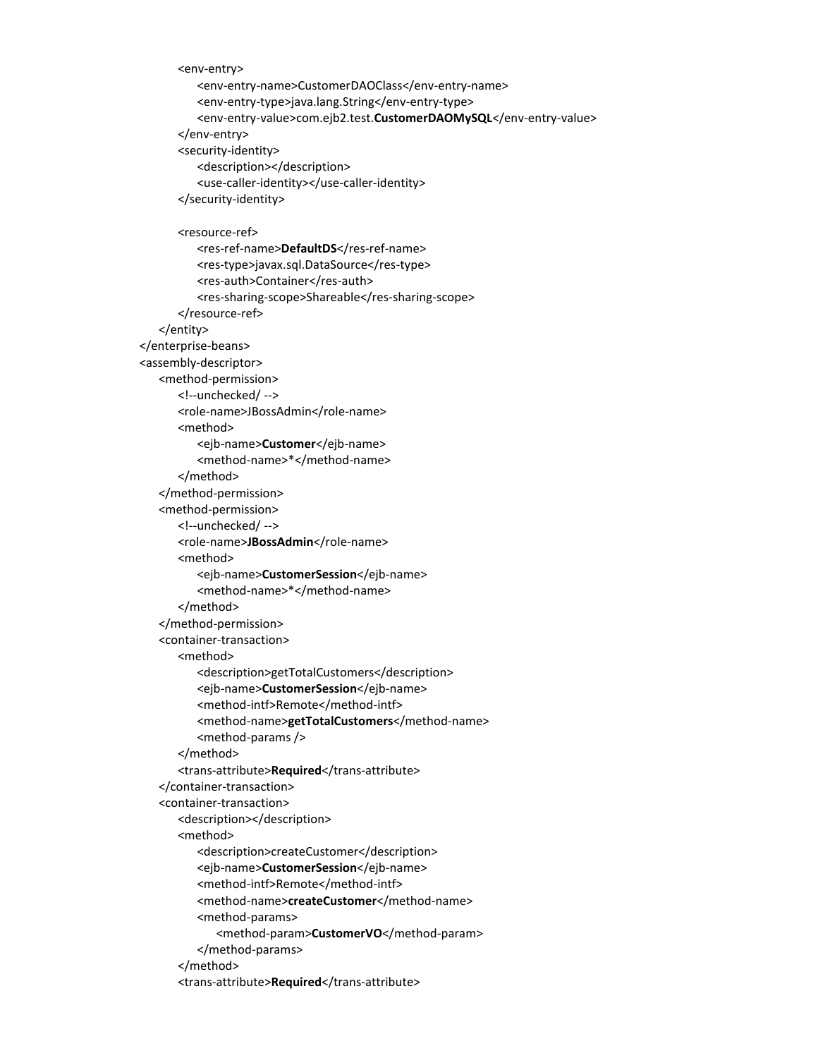```xml
            <env-entry>
                <env-entry-name>CustomerDAOClass</env-entry-name>
                <env-entry-type>java.lang.String</env-entry-type>
                <env-entry-value>com.ejb2.test.CustomerDAOMySQL</env-entry-value>
            </env-entry>
            <security-identity>
                <description></description>
                <use-caller-identity></use-caller-identity>
            </security-identity>

            <resource-ref>
                <res-ref-name>DefaultDS</res-ref-name>
                <res-type>javax.sql.DataSource</res-type>
                <res-auth>Container</res-auth>
                <res-sharing-scope>Shareable</res-sharing-scope>
            </resource-ref>
        </entity>
    </enterprise-beans>
    <assembly-descriptor>
        <method-permission>
            <!--unchecked/ -->
            <role-name>JBossAdmin</role-name>
            <method>
                <ejb-name>Customer</ejb-name>
                <method-name>*</method-name>
            </method>
        </method-permission>
        <method-permission>
            <!--unchecked/ -->
            <role-name>JBossAdmin</role-name>
            <method>
                <ejb-name>CustomerSession</ejb-name>
                <method-name>*</method-name>
            </method>
        </method-permission>
        <container-transaction>
            <method>
                <description>getTotalCustomers</description>
                <ejb-name>CustomerSession</ejb-name>
                <method-intf>Remote</method-intf>
                <method-name>getTotalCustomers</method-name>
                <method-params />
            </method>
            <trans-attribute>Required</trans-attribute>
        </container-transaction>
        <container-transaction>
            <description></description>
            <method>
                <description>createCustomer</description>
                <ejb-name>CustomerSession</ejb-name>
                <method-intf>Remote</method-intf>
                <method-name>createCustomer</method-name>
                <method-params>
                    <method-param>CustomerVO</method-param>
                </method-params>
            </method>
            <trans-attribute>Required</trans-attribute>
```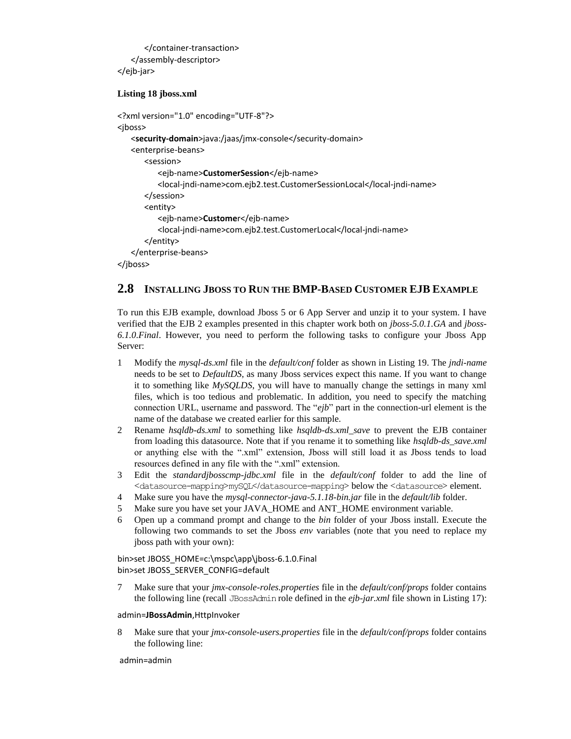```
        </container-transaction>
    </assembly-descriptor>
</ejb-jar>
```

**Listing 18 jboss.xml**

```
<?xml version="1.0" encoding="UTF-8"?>
<jboss>
    <security-domain>java:/jaas/jmx-console</security-domain>
    <enterprise-beans>
        <session>
            <ejb-name>CustomerSession</ejb-name>
            <local-jndi-name>com.ejb2.test.CustomerSessionLocal</local-jndi-name>
        </session>
        <entity>
            <ejb-name>Customer</ejb-name>
            <local-jndi-name>com.ejb2.test.CustomerLocal</local-jndi-name>
        </entity>
    </enterprise-beans>
</jboss>
```

## 2.8 Installing Jboss to Run the BMP-Based Customer EJB Example

To run this EJB example, download Jboss 5 or 6 App Server and unzip it to your system. I have verified that the EJB 2 examples presented in this chapter work both on *jboss-5.0.1.GA* and *jboss-6.1.0.Final*. However, you need to perform the following tasks to configure your Jboss App Server:

1. Modify the *mysql-ds.xml* file in the *default/conf* folder as shown in Listing 19. The *jndi-name* needs to be set to *DefaultDS*, as many Jboss services expect this name. If you want to change it to something like *MySQLDS*, you will have to manually change the settings in many xml files, which is too tedious and problematic. In addition, you need to specify the matching connection URL, username and password. The "*ejb*" part in the connection-url element is the name of the database we created earlier for this sample.
2. Rename *hsqldb-ds.xml* to something like *hsqldb-ds.xml_save* to prevent the EJB container from loading this datasource. Note that if you rename it to something like *hsqldb-ds_save.xml* or anything else with the ".xml" extension, Jboss will still load it as Jboss tends to load resources defined in any file with the ".xml" extension.
3. Edit the *standardjbosscmp-jdbc.xml* file in the *default/conf* folder to add the line of `<datasource-mapping>mySQL</datasource-mapping>` below the `<datasource>` element.
4. Make sure you have the *mysql-connector-java-5.1.18-bin.jar* file in the *default/lib* folder.
5. Make sure you have set your JAVA_HOME and ANT_HOME environment variable.
6. Open up a command prompt and change to the *bin* folder of your Jboss install. Execute the following two commands to set the Jboss *env* variables (note that you need to replace my jboss path with your own):

```
bin>set JBOSS_HOME=c:\mspc\app\jboss-6.1.0.Final
bin>set JBOSS_SERVER_CONFIG=default
```

7. Make sure that your *jmx-console-roles.properties* file in the *default/conf/props* folder contains the following line (recall `JBossAdmin` role defined in the *ejb-jar.xml* file shown in Listing 17):

```
admin=JBossAdmin,HttpInvoker
```

8. Make sure that your *jmx-console-users.properties* file in the *default/conf/props* folder contains the following line:

```
admin=admin
```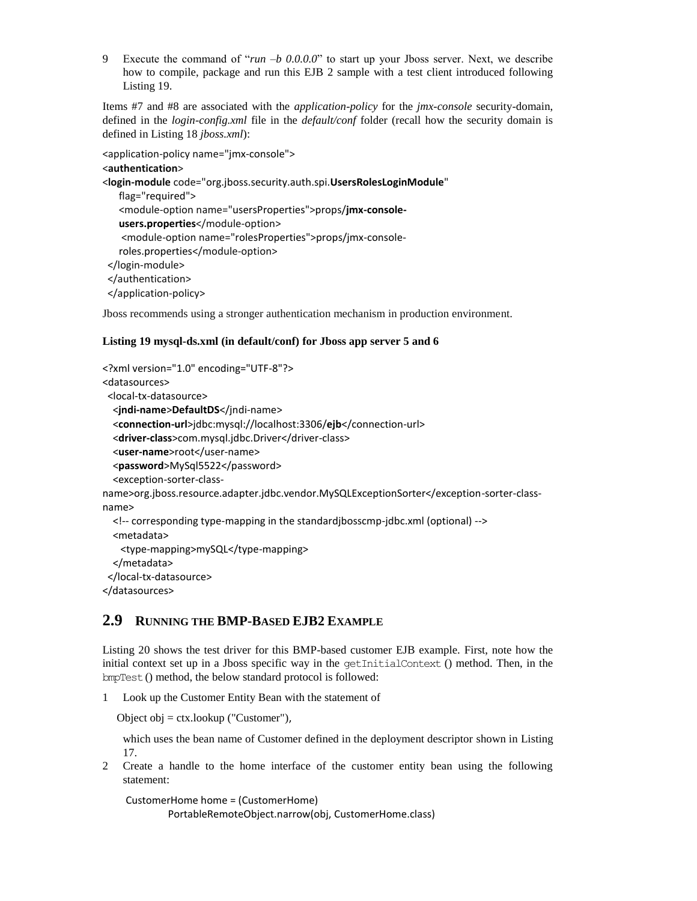9 Execute the command of "*run –b 0.0.0.0*" to start up your Jboss server. Next, we describe how to compile, package and run this EJB 2 sample with a test client introduced following Listing 19.

Items #7 and #8 are associated with the *application-policy* for the *jmx-console* security-domain, defined in the *login-config.xml* file in the *default/conf* folder (recall how the security domain is defined in Listing 18 *jboss.xml*):

```
<application-policy name="jmx-console">
<authentication>
<login-module code="org.jboss.security.auth.spi.UsersRolesLoginModule"
    flag="required">
    <module-option name="usersProperties">props/jmx-console-
    users.properties</module-option>
     <module-option name="rolesProperties">props/jmx-console-
    roles.properties</module-option>
 </login-module>
 </authentication>
 </application-policy>
```

Jboss recommends using a stronger authentication mechanism in production environment.

**Listing 19 mysql-ds.xml (in default/conf) for Jboss app server 5 and 6**

```
<?xml version="1.0" encoding="UTF-8"?>
<datasources>
  <local-tx-datasource>
   <jndi-name>DefaultDS</jndi-name>
   <connection-url>jdbc:mysql://localhost:3306/ejb</connection-url>
   <driver-class>com.mysql.jdbc.Driver</driver-class>
   <user-name>root</user-name>
   <password>MySql5522</password>
   <exception-sorter-class-
name>org.jboss.resource.adapter.jdbc.vendor.MySQLExceptionSorter</exception-sorter-class-
name>
   <!-- corresponding type-mapping in the standardjbosscmp-jdbc.xml (optional) -->
   <metadata>
     <type-mapping>mySQL</type-mapping>
   </metadata>
  </local-tx-datasource>
</datasources>
```

## 2.9 Running the BMP-Based EJB2 Example

Listing 20 shows the test driver for this BMP-based customer EJB example. First, note how the initial context set up in a Jboss specific way in the `getInitialContext` () method. Then, in the `bmpTest` () method, the below standard protocol is followed:

1 Look up the Customer Entity Bean with the statement of

   Object obj = ctx.lookup ("Customer"),

   which uses the bean name of Customer defined in the deployment descriptor shown in Listing 17.

2 Create a handle to the home interface of the customer entity bean using the following statement:

```
CustomerHome home = (CustomerHome)
        PortableRemoteObject.narrow(obj, CustomerHome.class)
```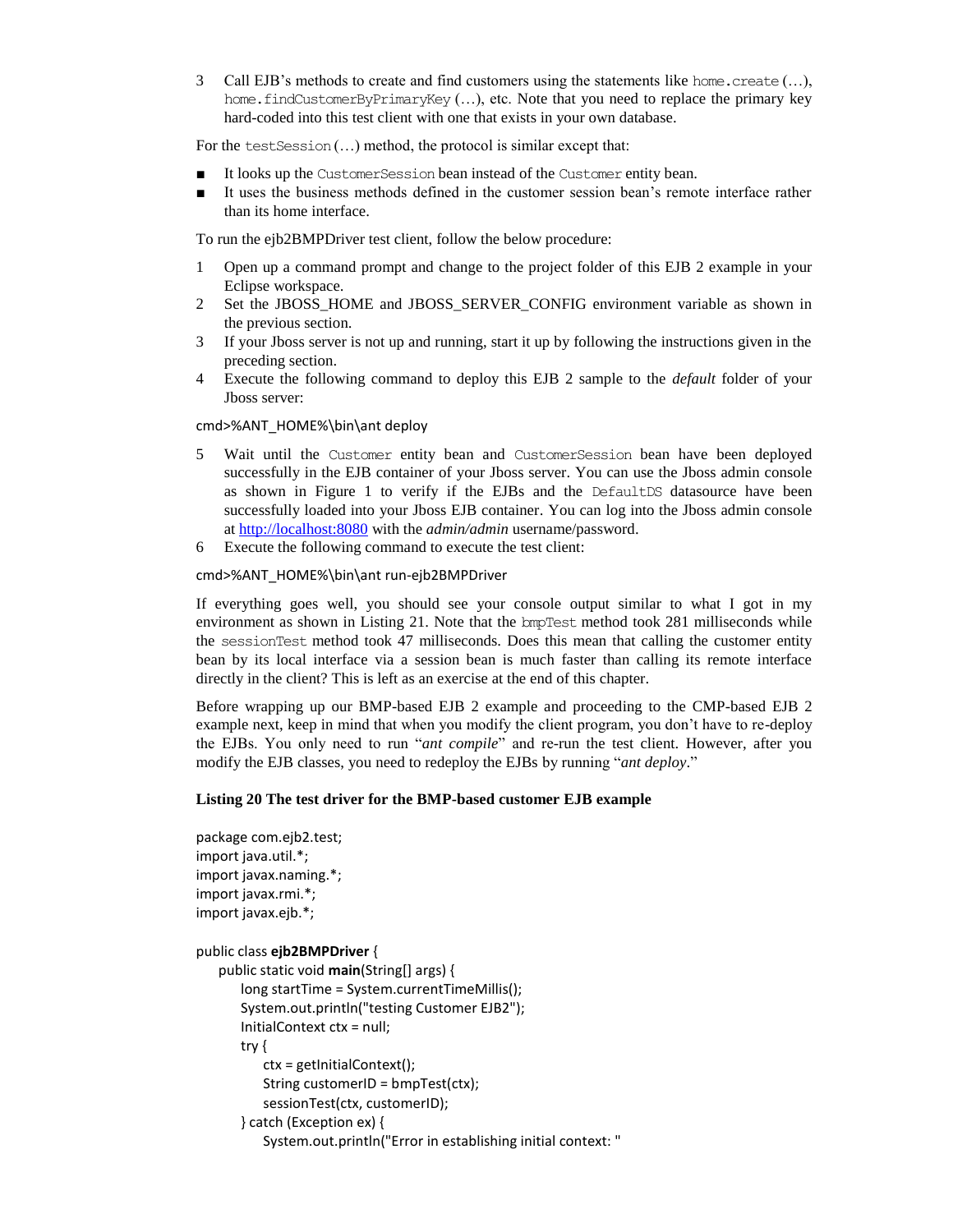3 Call EJB's methods to create and find customers using the statements like `home.create (…)`, `home.findCustomerByPrimaryKey (…)`, etc. Note that you need to replace the primary key hard-coded into this test client with one that exists in your own database.

For the `testSession (…)` method, the protocol is similar except that:

- It looks up the `CustomerSession` bean instead of the `Customer` entity bean.
- It uses the business methods defined in the customer session bean's remote interface rather than its home interface.

To run the ejb2BMPDriver test client, follow the below procedure:

1 Open up a command prompt and change to the project folder of this EJB 2 example in your Eclipse workspace.
2 Set the JBOSS_HOME and JBOSS_SERVER_CONFIG environment variable as shown in the previous section.
3 If your Jboss server is not up and running, start it up by following the instructions given in the preceding section.
4 Execute the following command to deploy this EJB 2 sample to the *default* folder of your Jboss server:

```
cmd>%ANT_HOME%\bin\ant deploy
```

5 Wait until the `Customer` entity bean and `CustomerSession` bean have been deployed successfully in the EJB container of your Jboss server. You can use the Jboss admin console as shown in Figure 1 to verify if the EJBs and the `DefaultDS` datasource have been successfully loaded into your Jboss EJB container. You can log into the Jboss admin console at http://localhost:8080 with the *admin/admin* username/password.
6 Execute the following command to execute the test client:

```
cmd>%ANT_HOME%\bin\ant run-ejb2BMPDriver
```

If everything goes well, you should see your console output similar to what I got in my environment as shown in Listing 21. Note that the `bmpTest` method took 281 milliseconds while the `sessionTest` method took 47 milliseconds. Does this mean that calling the customer entity bean by its local interface via a session bean is much faster than calling its remote interface directly in the client? This is left as an exercise at the end of this chapter.

Before wrapping up our BMP-based EJB 2 example and proceeding to the CMP-based EJB 2 example next, keep in mind that when you modify the client program, you don't have to re-deploy the EJBs. You only need to run "*ant compile*" and re-run the test client. However, after you modify the EJB classes, you need to redeploy the EJBs by running "*ant deploy*."

**Listing 20 The test driver for the BMP-based customer EJB example**

```
package com.ejb2.test;
import java.util.*;
import javax.naming.*;
import javax.rmi.*;
import javax.ejb.*;

public class ejb2BMPDriver {
    public static void main(String[] args) {
        long startTime = System.currentTimeMillis();
        System.out.println("testing Customer EJB2");
        InitialContext ctx = null;
        try {
            ctx = getInitialContext();
            String customerID = bmpTest(ctx);
            sessionTest(ctx, customerID);
        } catch (Exception ex) {
            System.out.println("Error in establishing initial context: "
```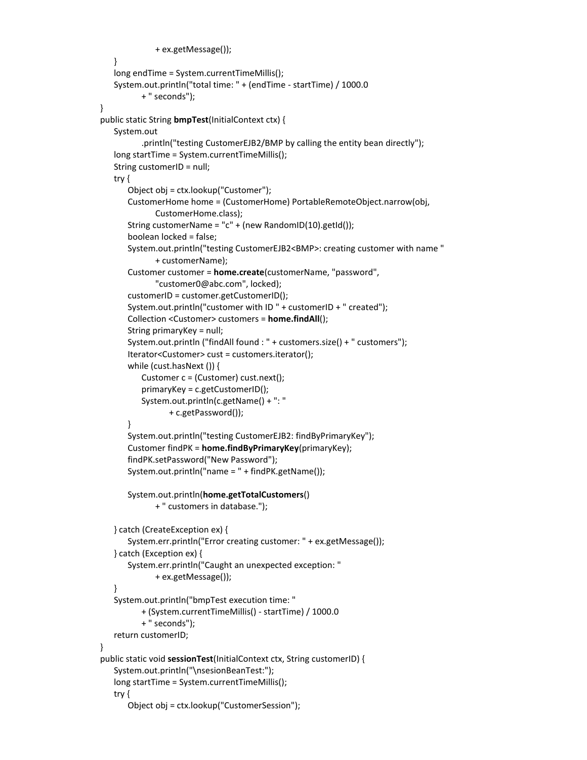```java
                    + ex.getMessage());
        }
        long endTime = System.currentTimeMillis();
        System.out.println("total time: " + (endTime - startTime) / 1000.0
                + " seconds");
    }
    public static String bmpTest(InitialContext ctx) {
        System.out
                .println("testing CustomerEJB2/BMP by calling the entity bean directly");
        long startTime = System.currentTimeMillis();
        String customerID = null;
        try {
            Object obj = ctx.lookup("Customer");
            CustomerHome home = (CustomerHome) PortableRemoteObject.narrow(obj,
                    CustomerHome.class);
            String customerName = "c" + (new RandomID(10).getId());
            boolean locked = false;
            System.out.println("testing CustomerEJB2<BMP>: creating customer with name "
                    + customerName);
            Customer customer = home.create(customerName, "password",
                    "customer0@abc.com", locked);
            customerID = customer.getCustomerID();
            System.out.println("customer with ID " + customerID + " created");
            Collection <Customer> customers = home.findAll();
            String primaryKey = null;
            System.out.println ("findAll found : " + customers.size() + " customers");
            Iterator<Customer> cust = customers.iterator();
            while (cust.hasNext ()) {
                Customer c = (Customer) cust.next();
                primaryKey = c.getCustomerID();
                System.out.println(c.getName() + ": "
                        + c.getPassword());
            }
            System.out.println("testing CustomerEJB2: findByPrimaryKey");
            Customer findPK = home.findByPrimaryKey(primaryKey);
            findPK.setPassword("New Password");
            System.out.println("name = " + findPK.getName());

            System.out.println(home.getTotalCustomers()
                    + " customers in database.");

        } catch (CreateException ex) {
            System.err.println("Error creating customer: " + ex.getMessage());
        } catch (Exception ex) {
            System.err.println("Caught an unexpected exception: "
                    + ex.getMessage());
        }
        System.out.println("bmpTest execution time: "
                + (System.currentTimeMillis() - startTime) / 1000.0
                + " seconds");
        return customerID;
    }
    public static void sessionTest(InitialContext ctx, String customerID) {
        System.out.println("\nsesionBeanTest:");
        long startTime = System.currentTimeMillis();
        try {
            Object obj = ctx.lookup("CustomerSession");
```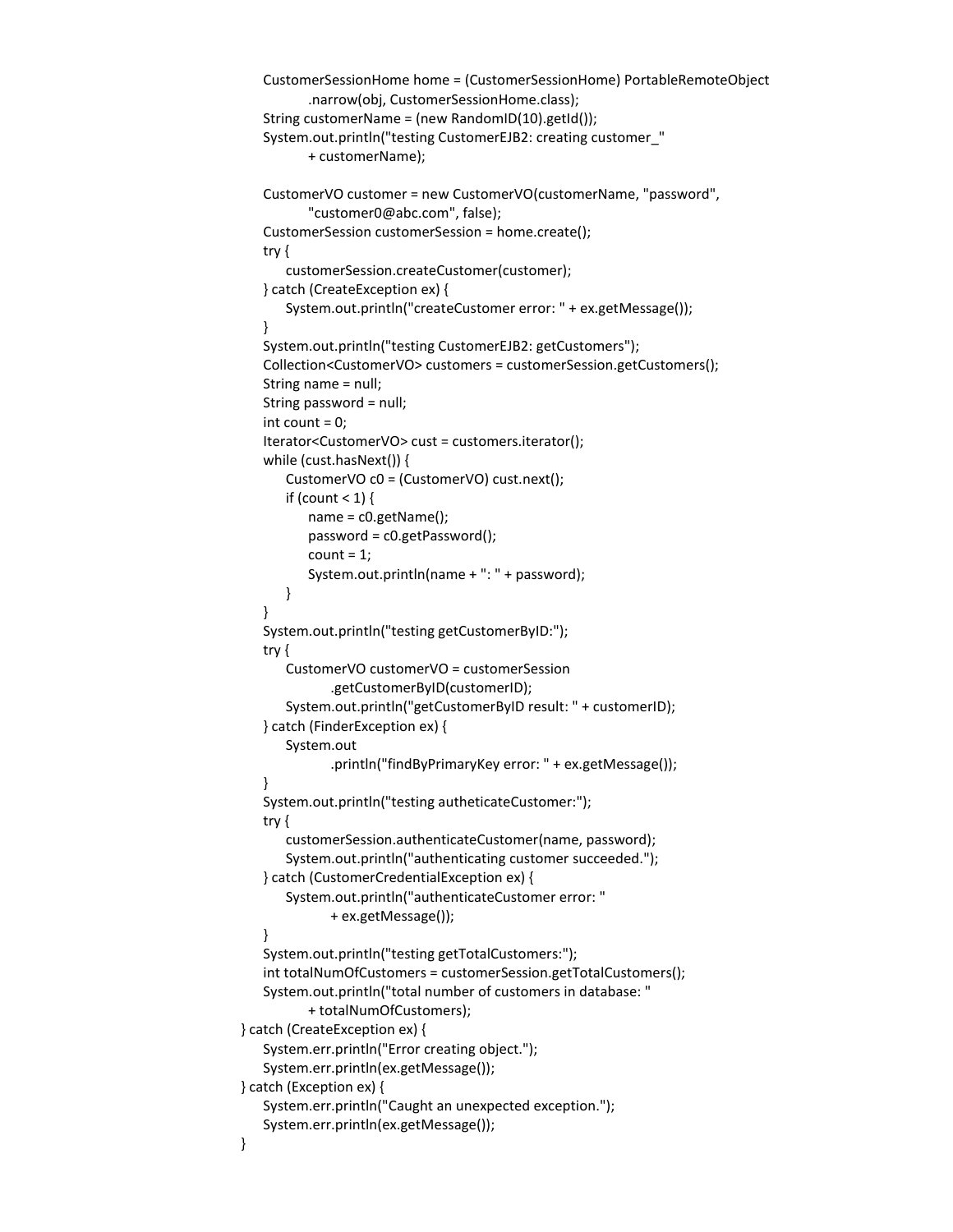```java
        CustomerSessionHome home = (CustomerSessionHome) PortableRemoteObject
                .narrow(obj, CustomerSessionHome.class);
        String customerName = (new RandomID(10).getId());
        System.out.println("testing CustomerEJB2: creating customer_"
                + customerName);

        CustomerVO customer = new CustomerVO(customerName, "password",
                "customer0@abc.com", false);
        CustomerSession customerSession = home.create();
        try {
            customerSession.createCustomer(customer);
        } catch (CreateException ex) {
            System.out.println("createCustomer error: " + ex.getMessage());
        }
        System.out.println("testing CustomerEJB2: getCustomers");
        Collection<CustomerVO> customers = customerSession.getCustomers();
        String name = null;
        String password = null;
        int count = 0;
        Iterator<CustomerVO> cust = customers.iterator();
        while (cust.hasNext()) {
            CustomerVO c0 = (CustomerVO) cust.next();
            if (count < 1) {
                name = c0.getName();
                password = c0.getPassword();
                count = 1;
                System.out.println(name + ": " + password);
            }
        }
        System.out.println("testing getCustomerByID:");
        try {
            CustomerVO customerVO = customerSession
                    .getCustomerByID(customerID);
            System.out.println("getCustomerByID result: " + customerID);
        } catch (FinderException ex) {
            System.out
                    .println("findByPrimaryKey error: " + ex.getMessage());
        }
        System.out.println("testing autheticateCustomer:");
        try {
            customerSession.authenticateCustomer(name, password);
            System.out.println("authenticating customer succeeded.");
        } catch (CustomerCredentialException ex) {
            System.out.println("authenticateCustomer error: "
                    + ex.getMessage());
        }
        System.out.println("testing getTotalCustomers:");
        int totalNumOfCustomers = customerSession.getTotalCustomers();
        System.out.println("total number of customers in database: "
                + totalNumOfCustomers);
    } catch (CreateException ex) {
        System.err.println("Error creating object.");
        System.err.println(ex.getMessage());
    } catch (Exception ex) {
        System.err.println("Caught an unexpected exception.");
        System.err.println(ex.getMessage());
    }
```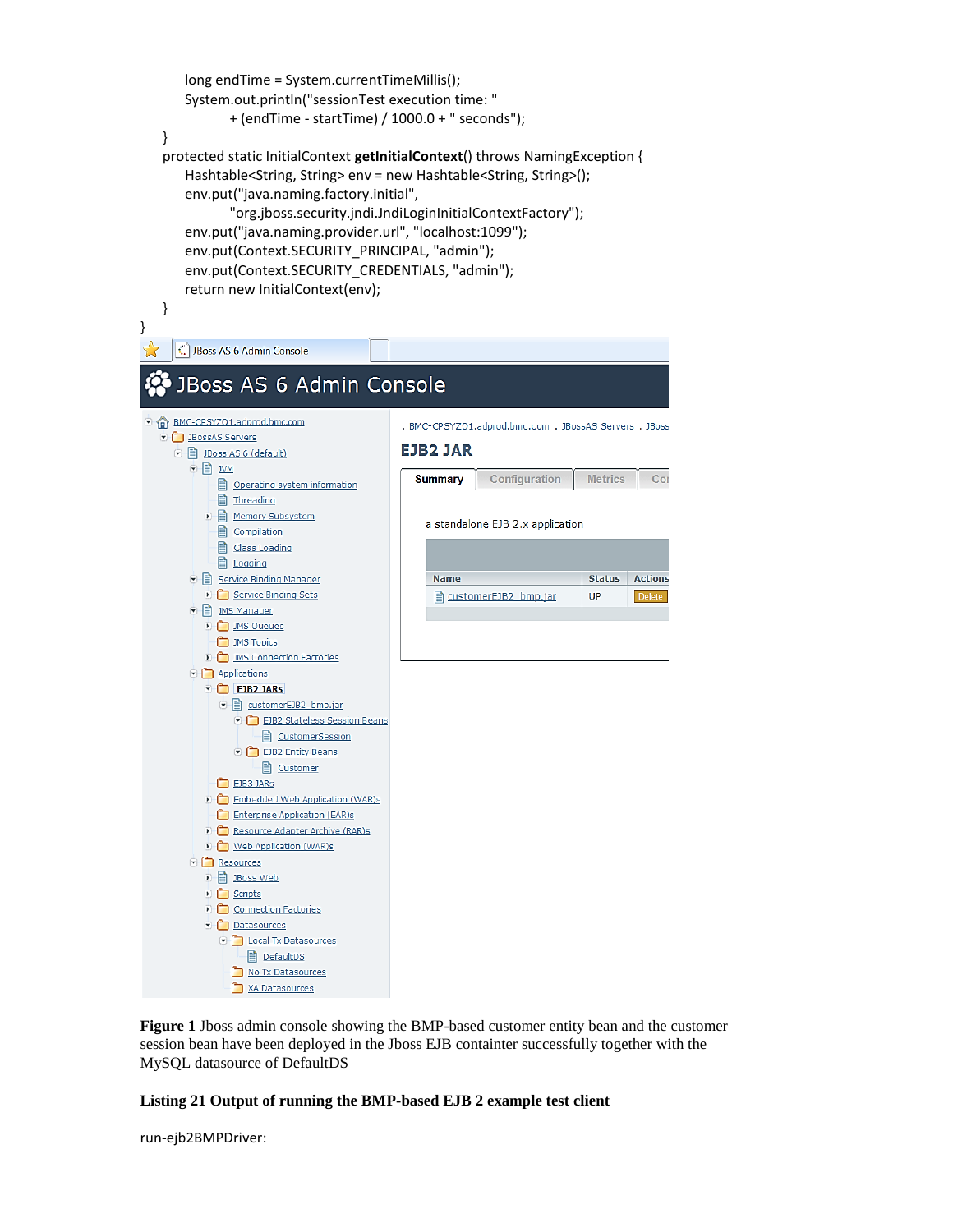```java
        long endTime = System.currentTimeMillis();
        System.out.println("sessionTest execution time: "
                + (endTime - startTime) / 1000.0 + " seconds");
    }
    protected static InitialContext getInitialContext() throws NamingException {
        Hashtable<String, String> env = new Hashtable<String, String>();
        env.put("java.naming.factory.initial",
                "org.jboss.security.jndi.JndiLoginInitialContextFactory");
        env.put("java.naming.provider.url", "localhost:1099");
        env.put(Context.SECURITY_PRINCIPAL, "admin");
        env.put(Context.SECURITY_CREDENTIALS, "admin");
        return new InitialContext(env);
    }
}
```

**Figure 1** Jboss admin console showing the BMP-based customer entity bean and the customer session bean have been deployed in the Jboss EJB containter successfully together with the MySQL datasource of DefaultDS

**Listing 21 Output of running the BMP-based EJB 2 example test client**

run-ejb2BMPDriver: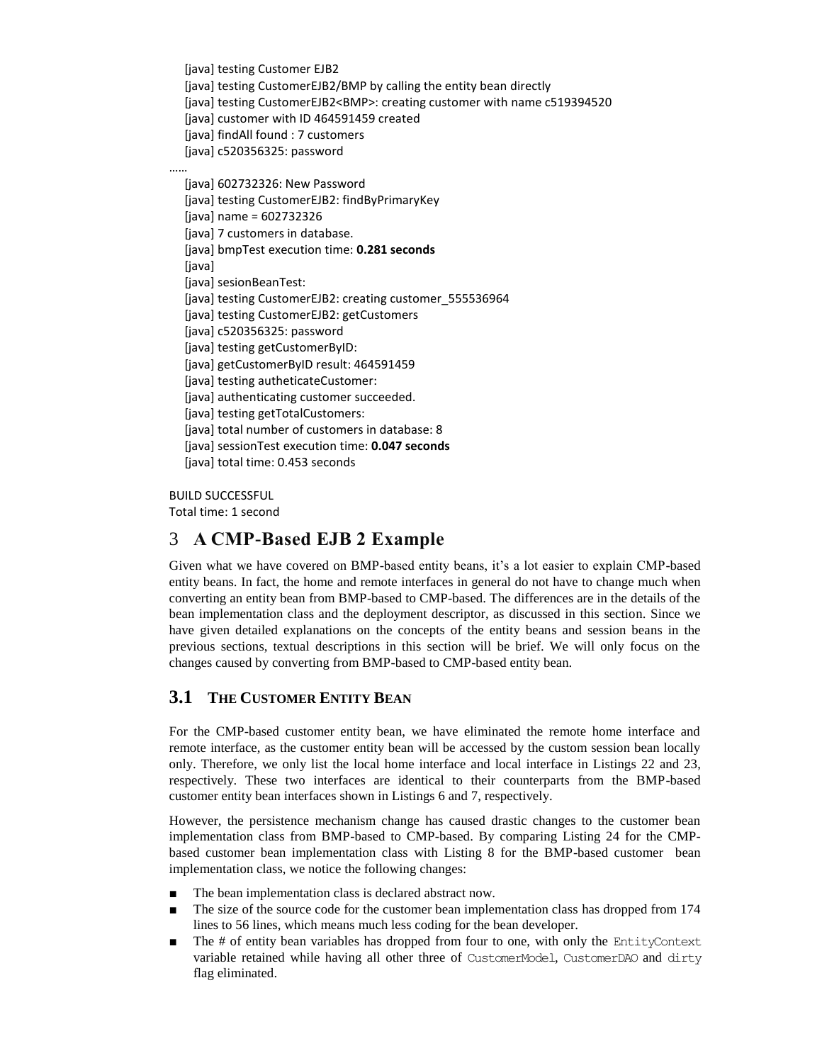```
    [java] testing Customer EJB2
    [java] testing CustomerEJB2/BMP by calling the entity bean directly
    [java] testing CustomerEJB2<BMP>: creating customer with name c519394520
    [java] customer with ID 464591459 created
    [java] findAll found : 7 customers
    [java] c520356325: password
……
    [java] 602732326: New Password
    [java] testing CustomerEJB2: findByPrimaryKey
    [java] name = 602732326
    [java] 7 customers in database.
    [java] bmpTest execution time: 0.281 seconds
    [java]
    [java] sesionBeanTest:
    [java] testing CustomerEJB2: creating customer_555536964
    [java] testing CustomerEJB2: getCustomers
    [java] c520356325: password
    [java] testing getCustomerByID:
    [java] getCustomerByID result: 464591459
    [java] testing autheticateCustomer:
    [java] authenticating customer succeeded.
    [java] testing getTotalCustomers:
    [java] total number of customers in database: 8
    [java] sessionTest execution time: 0.047 seconds
    [java] total time: 0.453 seconds

BUILD SUCCESSFUL
Total time: 1 second
```

# 3 A CMP-Based EJB 2 Example

Given what we have covered on BMP-based entity beans, it's a lot easier to explain CMP-based entity beans. In fact, the home and remote interfaces in general do not have to change much when converting an entity bean from BMP-based to CMP-based. The differences are in the details of the bean implementation class and the deployment descriptor, as discussed in this section. Since we have given detailed explanations on the concepts of the entity beans and session beans in the previous sections, textual descriptions in this section will be brief. We will only focus on the changes caused by converting from BMP-based to CMP-based entity bean.

## 3.1 The Customer Entity Bean

For the CMP-based customer entity bean, we have eliminated the remote home interface and remote interface, as the customer entity bean will be accessed by the custom session bean locally only. Therefore, we only list the local home interface and local interface in Listings 22 and 23, respectively. These two interfaces are identical to their counterparts from the BMP-based customer entity bean interfaces shown in Listings 6 and 7, respectively.

However, the persistence mechanism change has caused drastic changes to the customer bean implementation class from BMP-based to CMP-based. By comparing Listing 24 for the CMP-based customer bean implementation class with Listing 8 for the BMP-based customer bean implementation class, we notice the following changes:

- The bean implementation class is declared abstract now.
- The size of the source code for the customer bean implementation class has dropped from 174 lines to 56 lines, which means much less coding for the bean developer.
- The # of entity bean variables has dropped from four to one, with only the `EntityContext` variable retained while having all other three of `CustomerModel`, `CustomerDAO` and `dirty` flag eliminated.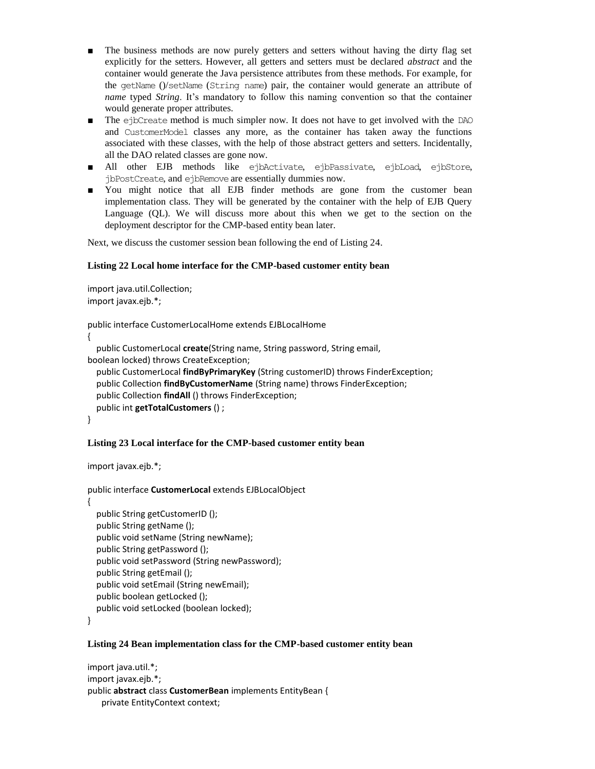- The business methods are now purely getters and setters without having the dirty flag set explicitly for the setters. However, all getters and setters must be declared *abstract* and the container would generate the Java persistence attributes from these methods. For example, for the getName ()/setName (String name) pair, the container would generate an attribute of *name* typed *String*. It's mandatory to follow this naming convention so that the container would generate proper attributes.
- The ejbCreate method is much simpler now. It does not have to get involved with the DAO and CustomerModel classes any more, as the container has taken away the functions associated with these classes, with the help of those abstract getters and setters. Incidentally, all the DAO related classes are gone now.
- All other EJB methods like ejbActivate, ejbPassivate, ejbLoad, ejbStore, jbPostCreate, and ejbRemove are essentially dummies now.
- You might notice that all EJB finder methods are gone from the customer bean implementation class. They will be generated by the container with the help of EJB Query Language (QL). We will discuss more about this when we get to the section on the deployment descriptor for the CMP-based entity bean later.

Next, we discuss the customer session bean following the end of Listing 24.

**Listing 22 Local home interface for the CMP-based customer entity bean**

```
import java.util.Collection;
import javax.ejb.*;

public interface CustomerLocalHome extends EJBLocalHome
{
   public CustomerLocal create(String name, String password, String email,
boolean locked) throws CreateException;
   public CustomerLocal findByPrimaryKey (String customerID) throws FinderException;
   public Collection findByCustomerName (String name) throws FinderException;
   public Collection findAll () throws FinderException;
   public int getTotalCustomers () ;
}
```

**Listing 23 Local interface for the CMP-based customer entity bean**

```
import javax.ejb.*;

public interface CustomerLocal extends EJBLocalObject
{
   public String getCustomerID ();
   public String getName ();
   public void setName (String newName);
   public String getPassword ();
   public void setPassword (String newPassword);
   public String getEmail ();
   public void setEmail (String newEmail);
   public boolean getLocked ();
   public void setLocked (boolean locked);
}
```

**Listing 24 Bean implementation class for the CMP-based customer entity bean**

```
import java.util.*;
import javax.ejb.*;
public abstract class CustomerBean implements EntityBean {
    private EntityContext context;
```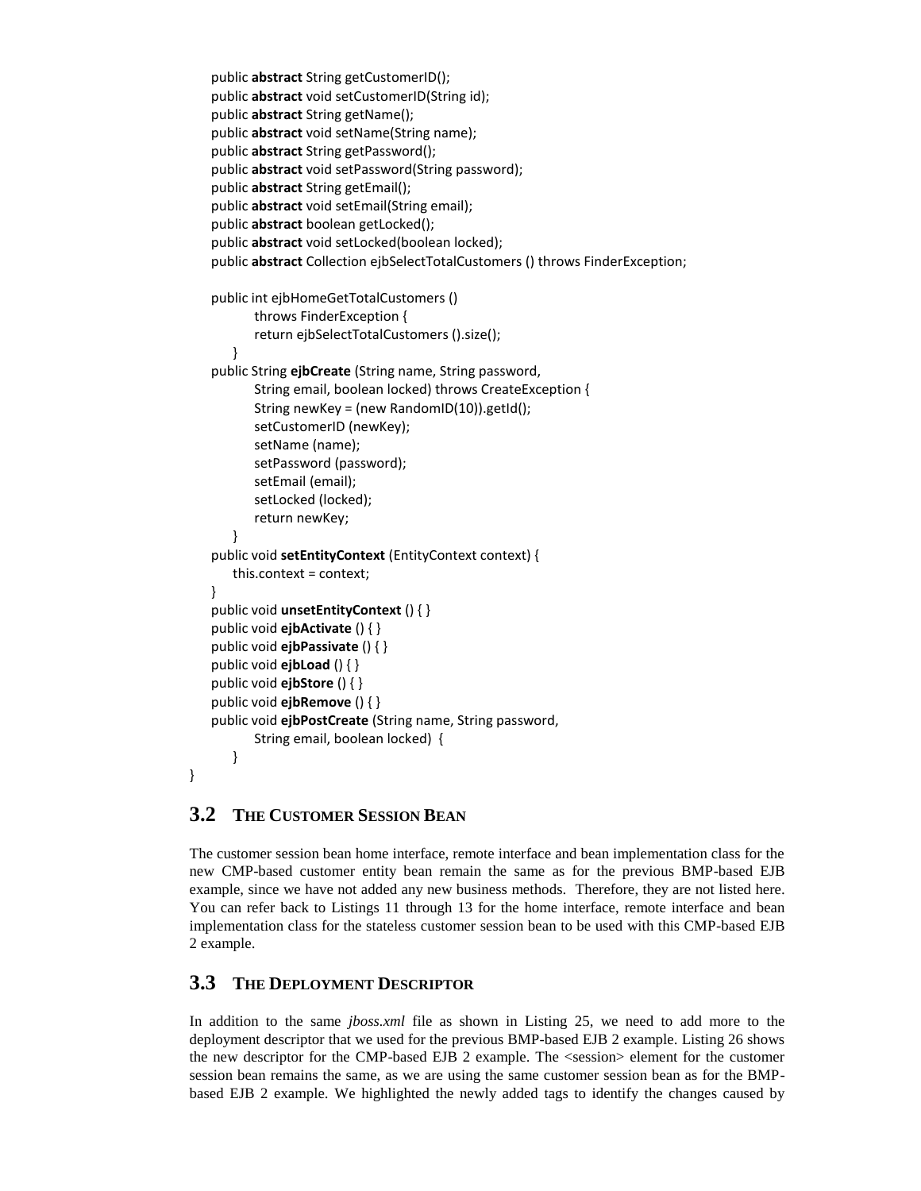```java
    public abstract String getCustomerID();
    public abstract void setCustomerID(String id);
    public abstract String getName();
    public abstract void setName(String name);
    public abstract String getPassword();
    public abstract void setPassword(String password);
    public abstract String getEmail();
    public abstract void setEmail(String email);
    public abstract boolean getLocked();
    public abstract void setLocked(boolean locked);
    public abstract Collection ejbSelectTotalCustomers () throws FinderException;

    public int ejbHomeGetTotalCustomers ()
            throws FinderException {
            return ejbSelectTotalCustomers ().size();
        }
    public String ejbCreate (String name, String password,
            String email, boolean locked) throws CreateException {
            String newKey = (new RandomID(10)).getId();
            setCustomerID (newKey);
            setName (name);
            setPassword (password);
            setEmail (email);
            setLocked (locked);
            return newKey;
        }
    public void setEntityContext (EntityContext context) {
        this.context = context;
    }
    public void unsetEntityContext () { }
    public void ejbActivate () { }
    public void ejbPassivate () { }
    public void ejbLoad () { }
    public void ejbStore () { }
    public void ejbRemove () { }
    public void ejbPostCreate (String name, String password,
            String email, boolean locked)  {
        }
}
```

## 3.2 The Customer Session Bean

The customer session bean home interface, remote interface and bean implementation class for the new CMP-based customer entity bean remain the same as for the previous BMP-based EJB example, since we have not added any new business methods. Therefore, they are not listed here. You can refer back to Listings 11 through 13 for the home interface, remote interface and bean implementation class for the stateless customer session bean to be used with this CMP-based EJB 2 example.

## 3.3 The Deployment Descriptor

In addition to the same *jboss.xml* file as shown in Listing 25, we need to add more to the deployment descriptor that we used for the previous BMP-based EJB 2 example. Listing 26 shows the new descriptor for the CMP-based EJB 2 example. The <session> element for the customer session bean remains the same, as we are using the same customer session bean as for the BMP-based EJB 2 example. We highlighted the newly added tags to identify the changes caused by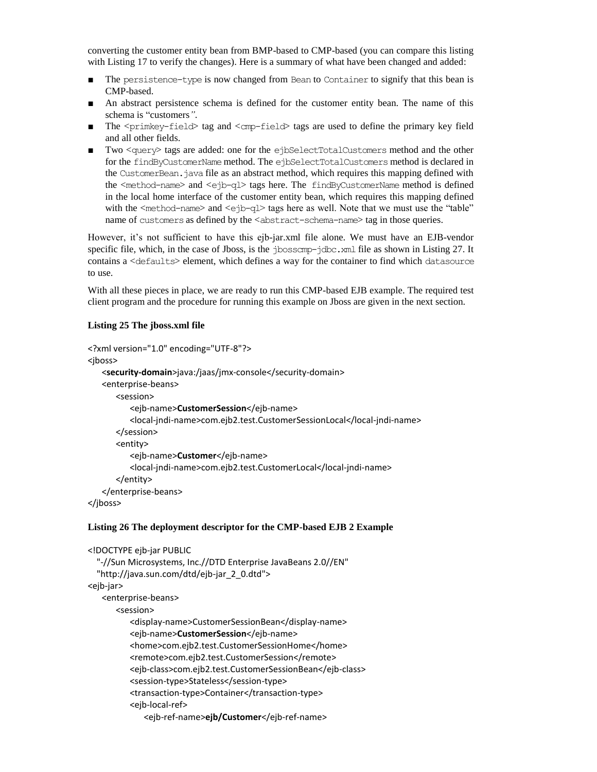converting the customer entity bean from BMP-based to CMP-based (you can compare this listing with Listing 17 to verify the changes). Here is a summary of what have been changed and added:

- The `persistence-type` is now changed from `Bean` to `Container` to signify that this bean is CMP-based.
- An abstract persistence schema is defined for the customer entity bean. The name of this schema is "customers*"*.
- The `<primkey-field>` tag and `<cmp-field>` tags are used to define the primary key field and all other fields.
- Two `<query>` tags are added: one for the `ejbSelectTotalCustomers` method and the other for the `findByCustomerName` method. The `ejbSelectTotalCustomers` method is declared in the `CustomerBean.java` file as an abstract method, which requires this mapping defined with the `<method-name>` and `<ejb-ql>` tags here. The `findByCustomerName` method is defined in the local home interface of the customer entity bean, which requires this mapping defined with the `<method-name>` and `<ejb-ql>` tags here as well. Note that we must use the "table" name of `customers` as defined by the `<abstract-schema-name>` tag in those queries.

However, it's not sufficient to have this ejb-jar.xml file alone. We must have an EJB-vendor specific file, which, in the case of Jboss, is the `jbosscmp-jdbc.xml` file as shown in Listing 27. It contains a `<defaults>` element, which defines a way for the container to find which `datasource` to use.

With all these pieces in place, we are ready to run this CMP-based EJB example. The required test client program and the procedure for running this example on Jboss are given in the next section.

**Listing 25 The jboss.xml file**

```
<?xml version="1.0" encoding="UTF-8"?>
<jboss>
    <security-domain>java:/jaas/jmx-console</security-domain>
    <enterprise-beans>
        <session>
            <ejb-name>CustomerSession</ejb-name>
            <local-jndi-name>com.ejb2.test.CustomerSessionLocal</local-jndi-name>
        </session>
        <entity>
            <ejb-name>Customer</ejb-name>
            <local-jndi-name>com.ejb2.test.CustomerLocal</local-jndi-name>
        </entity>
    </enterprise-beans>
</jboss>
```

**Listing 26 The deployment descriptor for the CMP-based EJB 2 Example**

```
<!DOCTYPE ejb-jar PUBLIC
   "-//Sun Microsystems, Inc.//DTD Enterprise JavaBeans 2.0//EN"
   "http://java.sun.com/dtd/ejb-jar_2_0.dtd">
<ejb-jar>
    <enterprise-beans>
        <session>
            <display-name>CustomerSessionBean</display-name>
            <ejb-name>CustomerSession</ejb-name>
            <home>com.ejb2.test.CustomerSessionHome</home>
            <remote>com.ejb2.test.CustomerSession</remote>
            <ejb-class>com.ejb2.test.CustomerSessionBean</ejb-class>
            <session-type>Stateless</session-type>
            <transaction-type>Container</transaction-type>
            <ejb-local-ref>
                <ejb-ref-name>ejb/Customer</ejb-ref-name>
```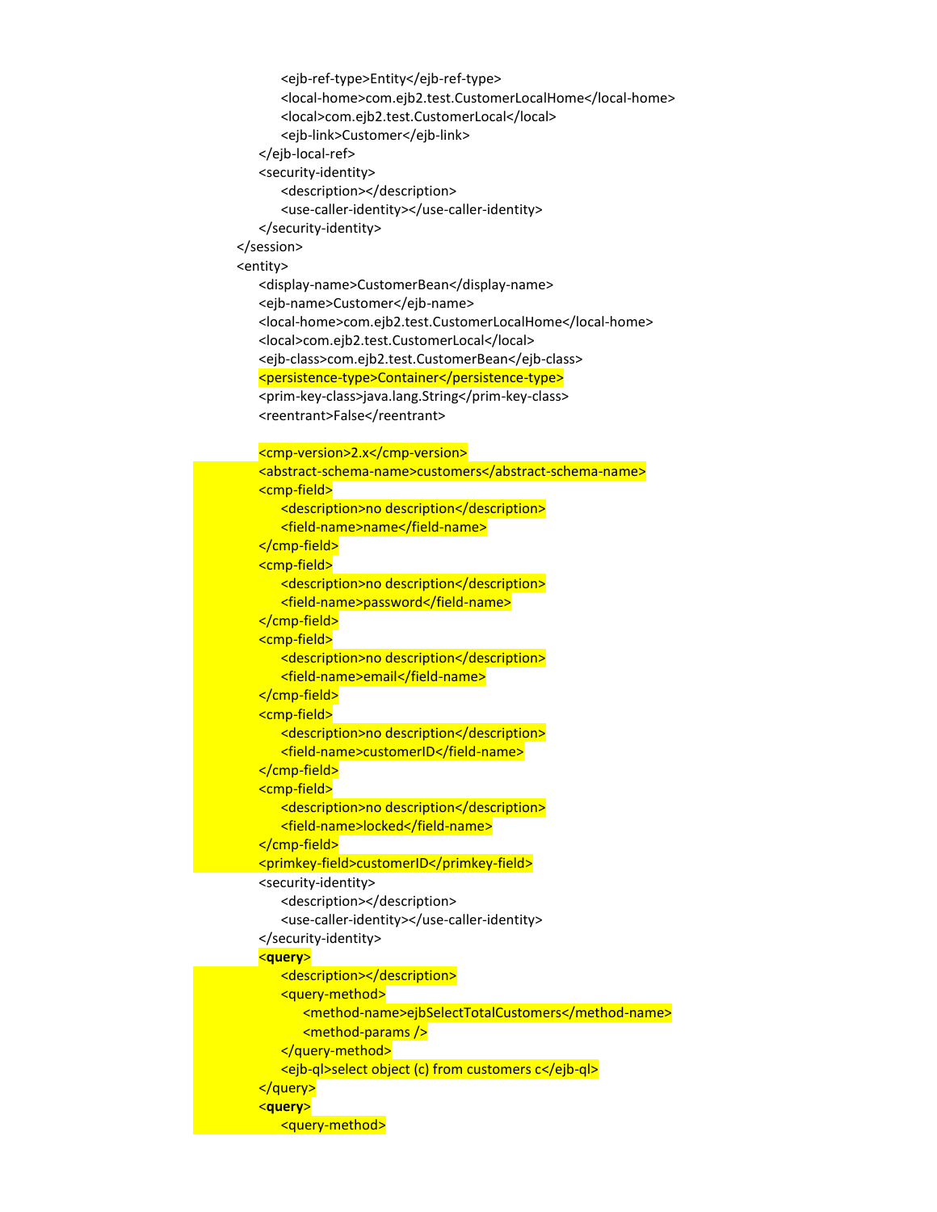```xml
                <ejb-ref-type>Entity</ejb-ref-type>
                <local-home>com.ejb2.test.CustomerLocalHome</local-home>
                <local>com.ejb2.test.CustomerLocal</local>
                <ejb-link>Customer</ejb-link>
            </ejb-local-ref>
            <security-identity>
                <description></description>
                <use-caller-identity></use-caller-identity>
            </security-identity>
        </session>
        <entity>
            <display-name>CustomerBean</display-name>
            <ejb-name>Customer</ejb-name>
            <local-home>com.ejb2.test.CustomerLocalHome</local-home>
            <local>com.ejb2.test.CustomerLocal</local>
            <ejb-class>com.ejb2.test.CustomerBean</ejb-class>
            <persistence-type>Container</persistence-type>
            <prim-key-class>java.lang.String</prim-key-class>
            <reentrant>False</reentrant>

            <cmp-version>2.x</cmp-version>
            <abstract-schema-name>customers</abstract-schema-name>
            <cmp-field>
                <description>no description</description>
                <field-name>name</field-name>
            </cmp-field>
            <cmp-field>
                <description>no description</description>
                <field-name>password</field-name>
            </cmp-field>
            <cmp-field>
                <description>no description</description>
                <field-name>email</field-name>
            </cmp-field>
            <cmp-field>
                <description>no description</description>
                <field-name>customerID</field-name>
            </cmp-field>
            <cmp-field>
                <description>no description</description>
                <field-name>locked</field-name>
            </cmp-field>
            <primkey-field>customerID</primkey-field>
            <security-identity>
                <description></description>
                <use-caller-identity></use-caller-identity>
            </security-identity>
            <query>
                <description></description>
                <query-method>
                    <method-name>ejbSelectTotalCustomers</method-name>
                    <method-params />
                </query-method>
                <ejb-ql>select object (c) from customers c</ejb-ql>
            </query>
            <query>
                <query-method>
```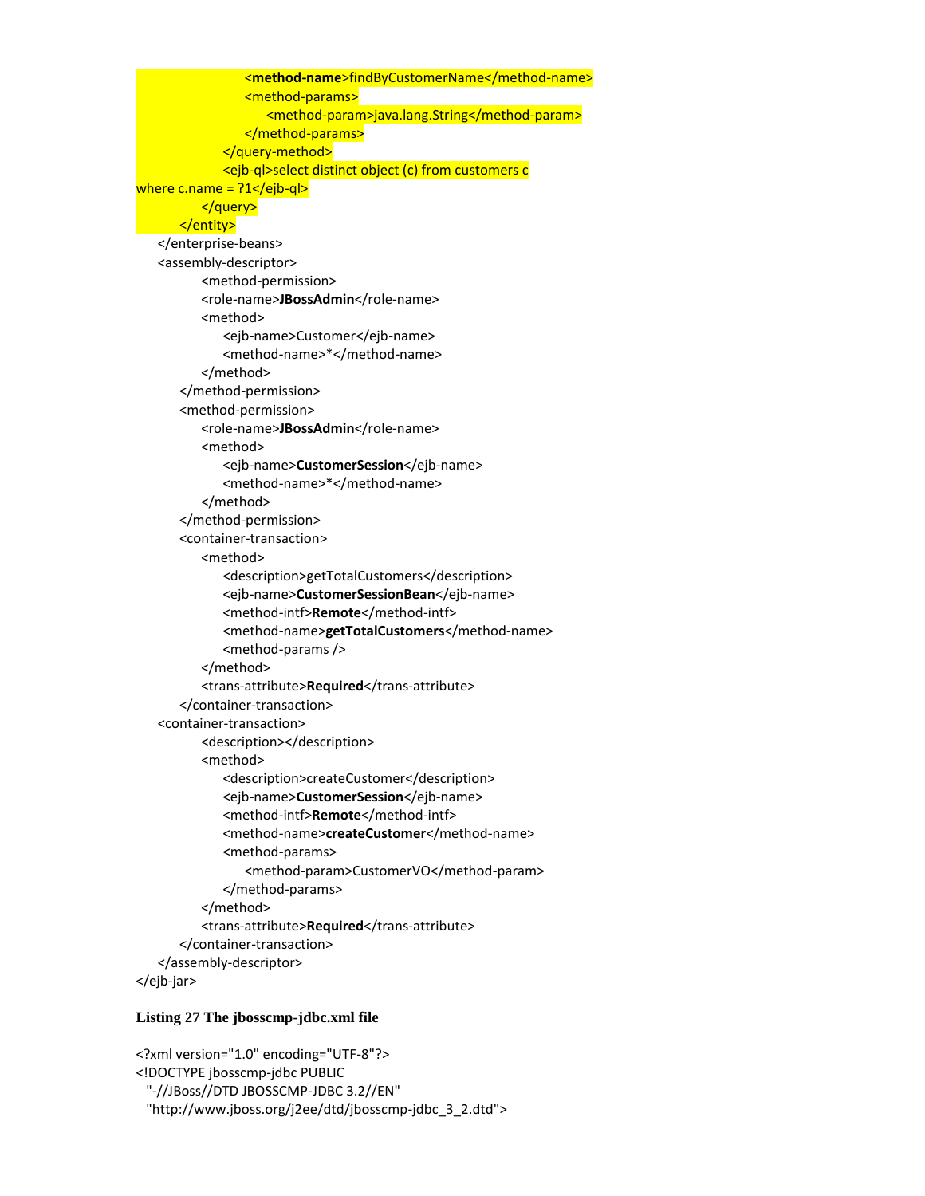```
                    <method-name>findByCustomerName</method-name>
                    <method-params>
                        <method-param>java.lang.String</method-param>
                    </method-params>
                </query-method>
                <ejb-ql>select distinct object (c) from customers c
where c.name = ?1</ejb-ql>
            </query>
        </entity>
    </enterprise-beans>
    <assembly-descriptor>
            <method-permission>
            <role-name>JBossAdmin</role-name>
            <method>
                <ejb-name>Customer</ejb-name>
                <method-name>*</method-name>
            </method>
        </method-permission>
        <method-permission>
            <role-name>JBossAdmin</role-name>
            <method>
                <ejb-name>CustomerSession</ejb-name>
                <method-name>*</method-name>
            </method>
        </method-permission>
        <container-transaction>
            <method>
                <description>getTotalCustomers</description>
                <ejb-name>CustomerSessionBean</ejb-name>
                <method-intf>Remote</method-intf>
                <method-name>getTotalCustomers</method-name>
                <method-params />
            </method>
            <trans-attribute>Required</trans-attribute>
        </container-transaction>
    <container-transaction>
            <description></description>
            <method>
                <description>createCustomer</description>
                <ejb-name>CustomerSession</ejb-name>
                <method-intf>Remote</method-intf>
                <method-name>createCustomer</method-name>
                <method-params>
                    <method-param>CustomerVO</method-param>
                </method-params>
            </method>
            <trans-attribute>Required</trans-attribute>
        </container-transaction>
    </assembly-descriptor>
</ejb-jar>
```

**Listing 27 The jbosscmp-jdbc.xml file**

```
<?xml version="1.0" encoding="UTF-8"?>
<!DOCTYPE jbosscmp-jdbc PUBLIC
  "-//JBoss//DTD JBOSSCMP-JDBC 3.2//EN"
  "http://www.jboss.org/j2ee/dtd/jbosscmp-jdbc_3_2.dtd">
```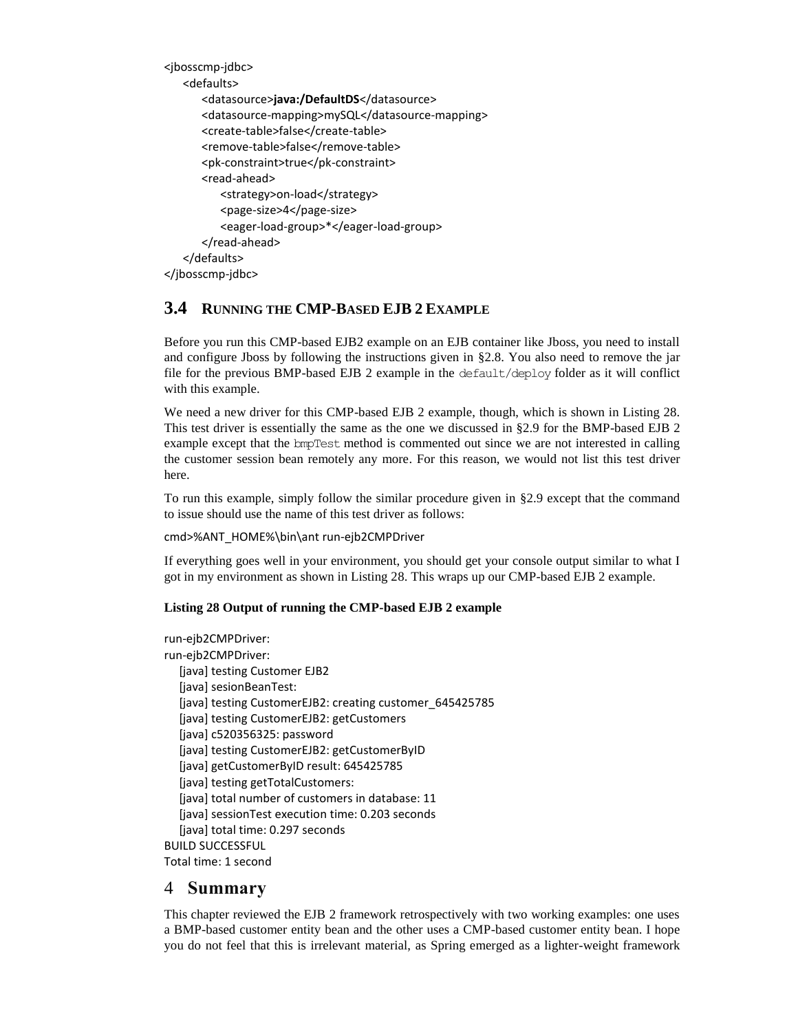```
<jbosscmp-jdbc>
    <defaults>
        <datasource>java:/DefaultDS</datasource>
        <datasource-mapping>mySQL</datasource-mapping>
        <create-table>false</create-table>
        <remove-table>false</remove-table>
        <pk-constraint>true</pk-constraint>
        <read-ahead>
            <strategy>on-load</strategy>
            <page-size>4</page-size>
            <eager-load-group>*</eager-load-group>
        </read-ahead>
    </defaults>
</jbosscmp-jdbc>
```

## 3.4 Running the CMP-Based EJB 2 Example

Before you run this CMP-based EJB2 example on an EJB container like Jboss, you need to install and configure Jboss by following the instructions given in §2.8. You also need to remove the jar file for the previous BMP-based EJB 2 example in the `default/deploy` folder as it will conflict with this example.

We need a new driver for this CMP-based EJB 2 example, though, which is shown in Listing 28. This test driver is essentially the same as the one we discussed in §2.9 for the BMP-based EJB 2 example except that the `bmpTest` method is commented out since we are not interested in calling the customer session bean remotely any more. For this reason, we would not list this test driver here.

To run this example, simply follow the similar procedure given in §2.9 except that the command to issue should use the name of this test driver as follows:

```
cmd>%ANT_HOME%\bin\ant run-ejb2CMPDriver
```

If everything goes well in your environment, you should get your console output similar to what I got in my environment as shown in Listing 28. This wraps up our CMP-based EJB 2 example.

**Listing 28 Output of running the CMP-based EJB 2 example**

```
run-ejb2CMPDriver:
run-ejb2CMPDriver:
    [java] testing Customer EJB2
    [java] sesionBeanTest:
    [java] testing CustomerEJB2: creating customer_645425785
    [java] testing CustomerEJB2: getCustomers
    [java] c520356325: password
    [java] testing CustomerEJB2: getCustomerByID
    [java] getCustomerByID result: 645425785
    [java] testing getTotalCustomers:
    [java] total number of customers in database: 11
    [java] sessionTest execution time: 0.203 seconds
    [java] total time: 0.297 seconds
BUILD SUCCESSFUL
Total time: 1 second
```

# 4 Summary

This chapter reviewed the EJB 2 framework retrospectively with two working examples: one uses a BMP-based customer entity bean and the other uses a CMP-based customer entity bean. I hope you do not feel that this is irrelevant material, as Spring emerged as a lighter-weight framework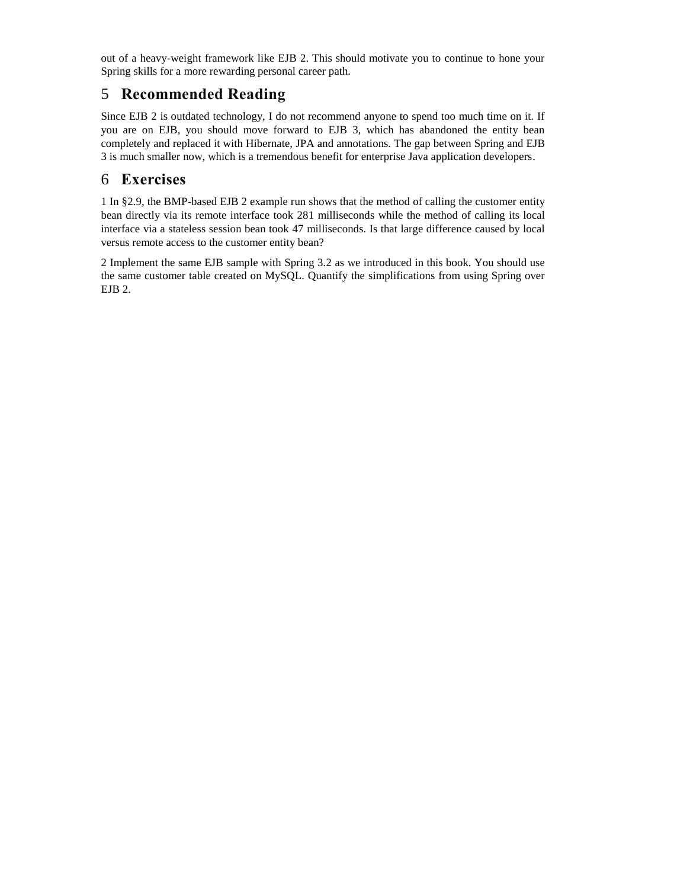out of a heavy-weight framework like EJB 2. This should motivate you to continue to hone your Spring skills for a more rewarding personal career path.

## 5 Recommended Reading

Since EJB 2 is outdated technology, I do not recommend anyone to spend too much time on it. If you are on EJB, you should move forward to EJB 3, which has abandoned the entity bean completely and replaced it with Hibernate, JPA and annotations. The gap between Spring and EJB 3 is much smaller now, which is a tremendous benefit for enterprise Java application developers.

## 6 Exercises

1 In §2.9, the BMP-based EJB 2 example run shows that the method of calling the customer entity bean directly via its remote interface took 281 milliseconds while the method of calling its local interface via a stateless session bean took 47 milliseconds. Is that large difference caused by local versus remote access to the customer entity bean?

2 Implement the same EJB sample with Spring 3.2 as we introduced in this book. You should use the same customer table created on MySQL. Quantify the simplifications from using Spring over EJB 2.